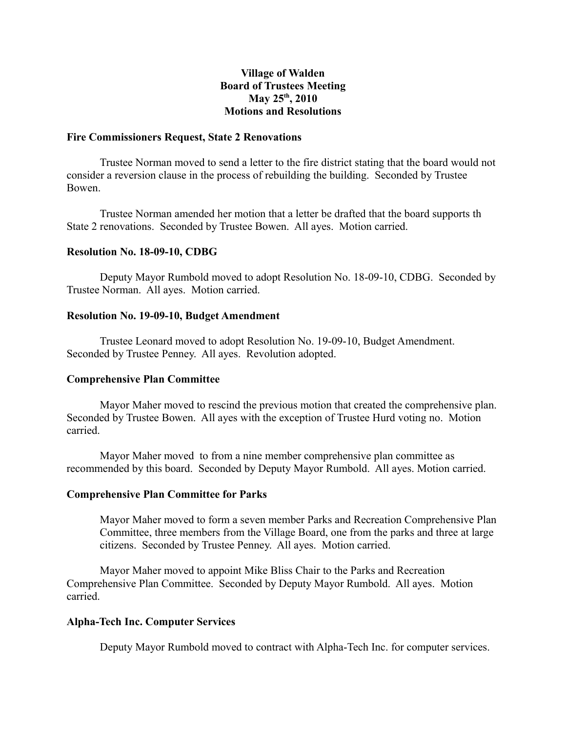**Village of Walden**
**Board of Trustees Meeting**
**May 25th, 2010**
**Motions and Resolutions**

**Fire Commissioners Request, State 2 Renovations**

Trustee Norman moved to send a letter to the fire district stating that the board would not consider a reversion clause in the process of rebuilding the building. Seconded by Trustee Bowen.

Trustee Norman amended her motion that a letter be drafted that the board supports th State 2 renovations. Seconded by Trustee Bowen. All ayes. Motion carried.

**Resolution No. 18-09-10, CDBG**

Deputy Mayor Rumbold moved to adopt Resolution No. 18-09-10, CDBG. Seconded by Trustee Norman. All ayes. Motion carried.

**Resolution No. 19-09-10, Budget Amendment**

Trustee Leonard moved to adopt Resolution No. 19-09-10, Budget Amendment. Seconded by Trustee Penney. All ayes. Revolution adopted.

**Comprehensive Plan Committee**

Mayor Maher moved to rescind the previous motion that created the comprehensive plan. Seconded by Trustee Bowen. All ayes with the exception of Trustee Hurd voting no. Motion carried.

Mayor Maher moved to from a nine member comprehensive plan committee as recommended by this board. Seconded by Deputy Mayor Rumbold. All ayes. Motion carried.

**Comprehensive Plan Committee for Parks**

Mayor Maher moved to form a seven member Parks and Recreation Comprehensive Plan Committee, three members from the Village Board, one from the parks and three at large citizens. Seconded by Trustee Penney. All ayes. Motion carried.

Mayor Maher moved to appoint Mike Bliss Chair to the Parks and Recreation Comprehensive Plan Committee. Seconded by Deputy Mayor Rumbold. All ayes. Motion carried.

**Alpha-Tech Inc. Computer Services**

Deputy Mayor Rumbold moved to contract with Alpha-Tech Inc. for computer services.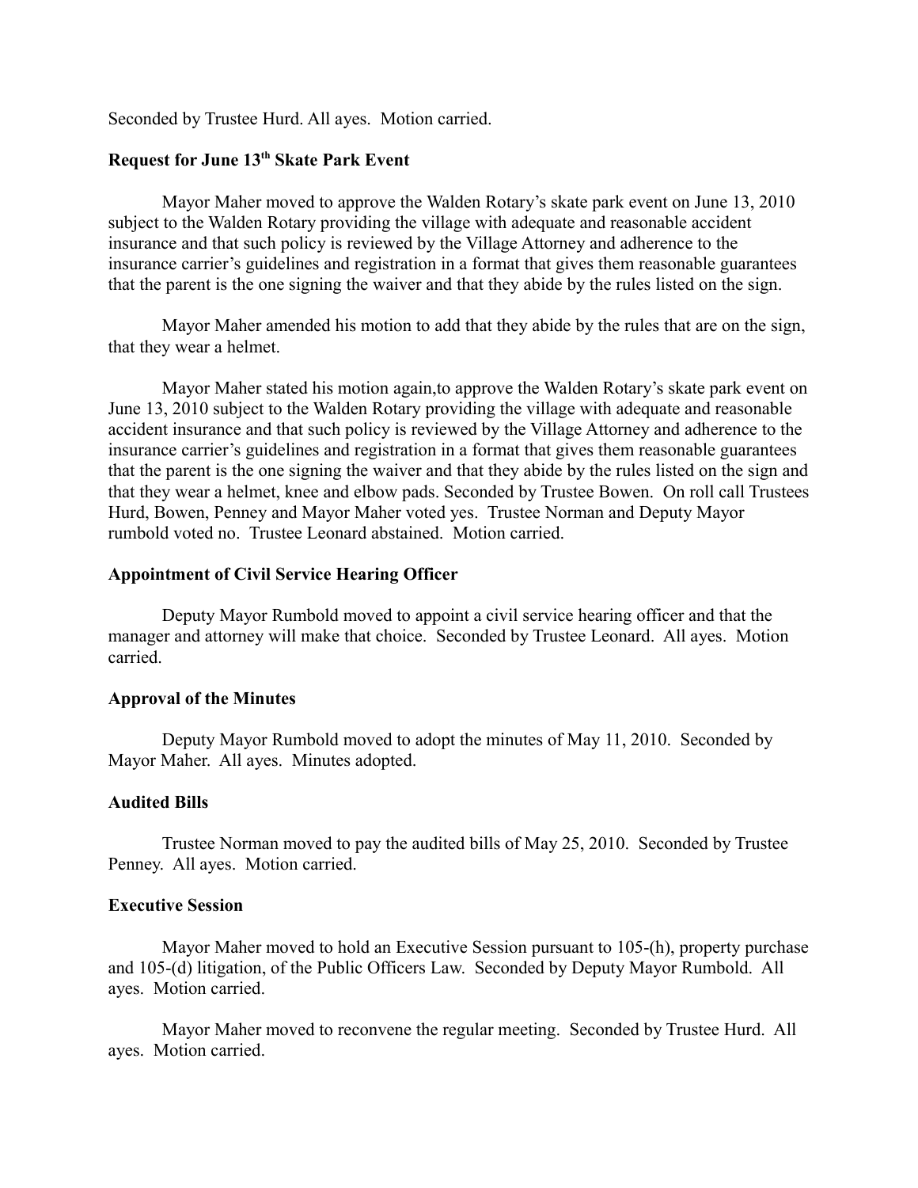Seconded by Trustee Hurd. All ayes. Motion carried.

**Request for June 13th Skate Park Event**

Mayor Maher moved to approve the Walden Rotary's skate park event on June 13, 2010 subject to the Walden Rotary providing the village with adequate and reasonable accident insurance and that such policy is reviewed by the Village Attorney and adherence to the insurance carrier's guidelines and registration in a format that gives them reasonable guarantees that the parent is the one signing the waiver and that they abide by the rules listed on the sign.

Mayor Maher amended his motion to add that they abide by the rules that are on the sign, that they wear a helmet.

Mayor Maher stated his motion again,to approve the Walden Rotary's skate park event on June 13, 2010 subject to the Walden Rotary providing the village with adequate and reasonable accident insurance and that such policy is reviewed by the Village Attorney and adherence to the insurance carrier's guidelines and registration in a format that gives them reasonable guarantees that the parent is the one signing the waiver and that they abide by the rules listed on the sign and that they wear a helmet, knee and elbow pads. Seconded by Trustee Bowen. On roll call Trustees Hurd, Bowen, Penney and Mayor Maher voted yes. Trustee Norman and Deputy Mayor rumbold voted no. Trustee Leonard abstained. Motion carried.

**Appointment of Civil Service Hearing Officer**

Deputy Mayor Rumbold moved to appoint a civil service hearing officer and that the manager and attorney will make that choice. Seconded by Trustee Leonard. All ayes. Motion carried.

**Approval of the Minutes**

Deputy Mayor Rumbold moved to adopt the minutes of May 11, 2010. Seconded by Mayor Maher. All ayes. Minutes adopted.

**Audited Bills**

Trustee Norman moved to pay the audited bills of May 25, 2010. Seconded by Trustee Penney. All ayes. Motion carried.

**Executive Session**

Mayor Maher moved to hold an Executive Session pursuant to 105-(h), property purchase and 105-(d) litigation, of the Public Officers Law. Seconded by Deputy Mayor Rumbold. All ayes. Motion carried.

Mayor Maher moved to reconvene the regular meeting. Seconded by Trustee Hurd. All ayes. Motion carried.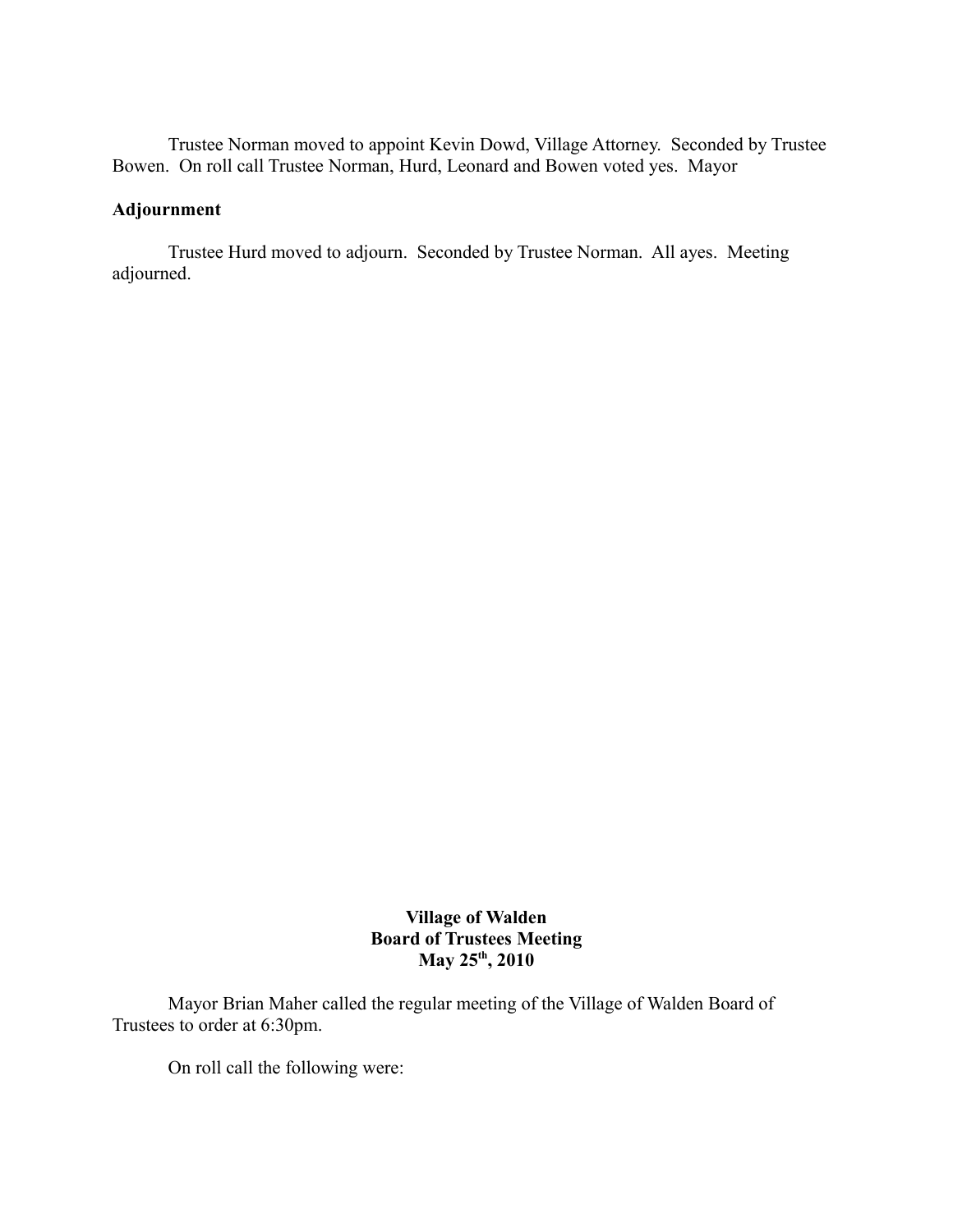Trustee Norman moved to appoint Kevin Dowd, Village Attorney. Seconded by Trustee Bowen. On roll call Trustee Norman, Hurd, Leonard and Bowen voted yes. Mayor

**Adjournment**

Trustee Hurd moved to adjourn. Seconded by Trustee Norman. All ayes. Meeting adjourned.

**Village of Walden**
**Board of Trustees Meeting**
**May 25th, 2010**

Mayor Brian Maher called the regular meeting of the Village of Walden Board of Trustees to order at 6:30pm.

On roll call the following were: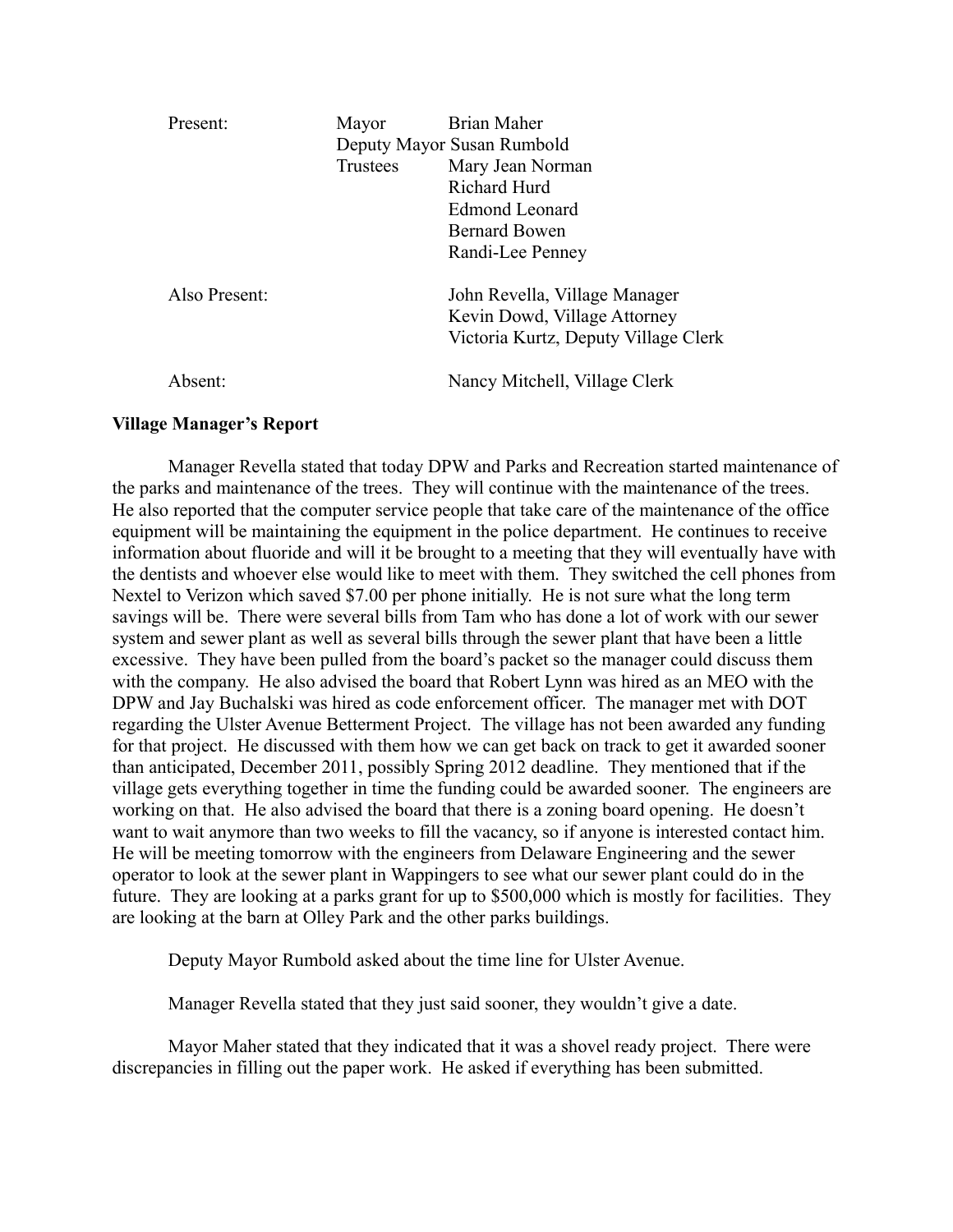| | | |
|---|---|---|
| Present: | Mayor | Brian Maher |
| | Deputy Mayor | Susan Rumbold |
| | Trustees | Mary Jean Norman |
| | | Richard Hurd |
| | | Edmond Leonard |
| | | Bernard Bowen |
| | | Randi-Lee Penney |
| Also Present: | | John Revella, Village Manager |
| | | Kevin Dowd, Village Attorney |
| | | Victoria Kurtz, Deputy Village Clerk |
| Absent: | | Nancy Mitchell, Village Clerk |

**Village Manager's Report**

Manager Revella stated that today DPW and Parks and Recreation started maintenance of the parks and maintenance of the trees. They will continue with the maintenance of the trees. He also reported that the computer service people that take care of the maintenance of the office equipment will be maintaining the equipment in the police department. He continues to receive information about fluoride and will it be brought to a meeting that they will eventually have with the dentists and whoever else would like to meet with them. They switched the cell phones from Nextel to Verizon which saved $7.00 per phone initially. He is not sure what the long term savings will be. There were several bills from Tam who has done a lot of work with our sewer system and sewer plant as well as several bills through the sewer plant that have been a little excessive. They have been pulled from the board's packet so the manager could discuss them with the company. He also advised the board that Robert Lynn was hired as an MEO with the DPW and Jay Buchalski was hired as code enforcement officer. The manager met with DOT regarding the Ulster Avenue Betterment Project. The village has not been awarded any funding for that project. He discussed with them how we can get back on track to get it awarded sooner than anticipated, December 2011, possibly Spring 2012 deadline. They mentioned that if the village gets everything together in time the funding could be awarded sooner. The engineers are working on that. He also advised the board that there is a zoning board opening. He doesn't want to wait anymore than two weeks to fill the vacancy, so if anyone is interested contact him. He will be meeting tomorrow with the engineers from Delaware Engineering and the sewer operator to look at the sewer plant in Wappingers to see what our sewer plant could do in the future. They are looking at a parks grant for up to $500,000 which is mostly for facilities. They are looking at the barn at Olley Park and the other parks buildings.

Deputy Mayor Rumbold asked about the time line for Ulster Avenue.

Manager Revella stated that they just said sooner, they wouldn't give a date.

Mayor Maher stated that they indicated that it was a shovel ready project. There were discrepancies in filling out the paper work. He asked if everything has been submitted.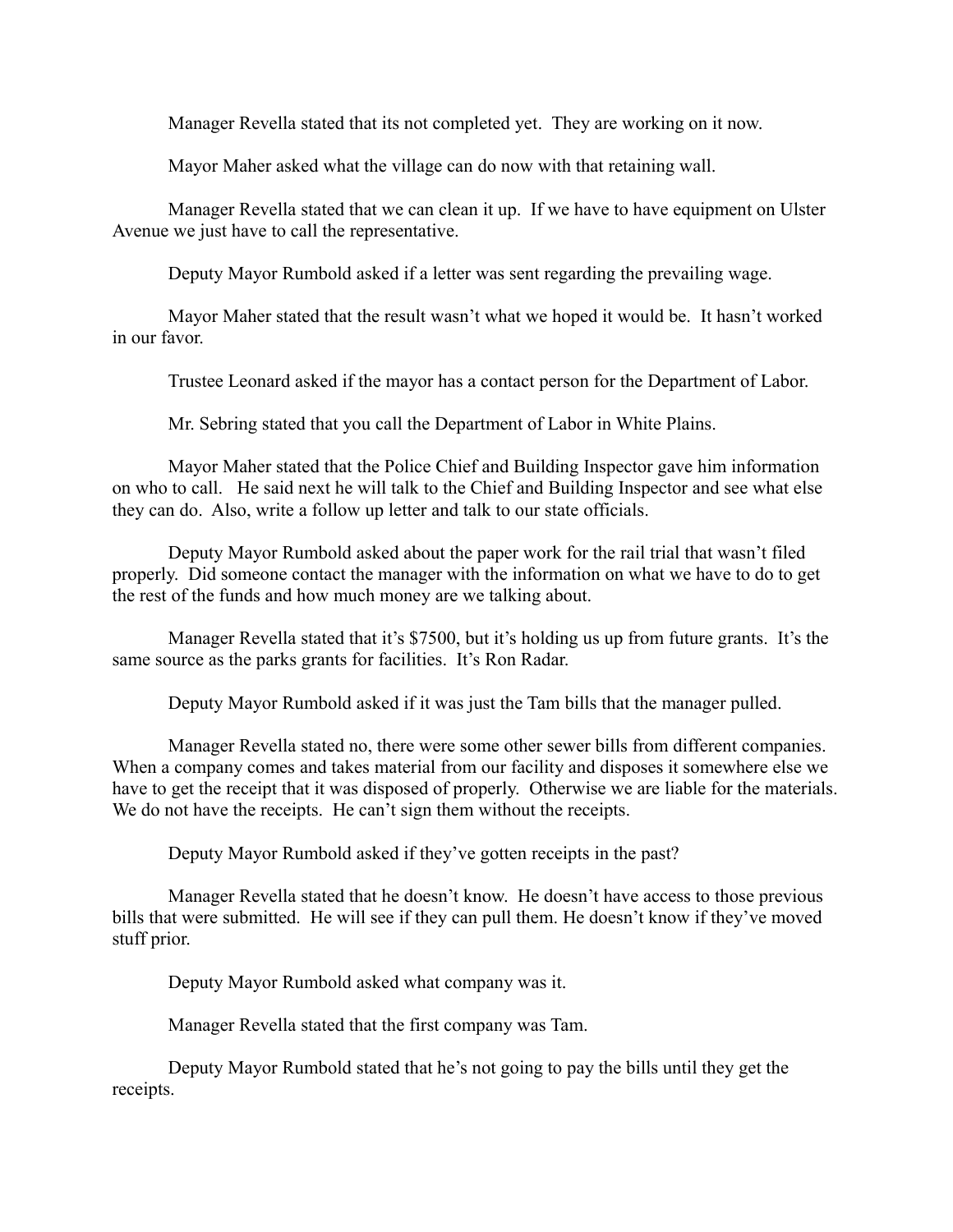Manager Revella stated that its not completed yet. They are working on it now.

Mayor Maher asked what the village can do now with that retaining wall.

Manager Revella stated that we can clean it up. If we have to have equipment on Ulster Avenue we just have to call the representative.

Deputy Mayor Rumbold asked if a letter was sent regarding the prevailing wage.

Mayor Maher stated that the result wasn't what we hoped it would be. It hasn't worked in our favor.

Trustee Leonard asked if the mayor has a contact person for the Department of Labor.

Mr. Sebring stated that you call the Department of Labor in White Plains.

Mayor Maher stated that the Police Chief and Building Inspector gave him information on who to call. He said next he will talk to the Chief and Building Inspector and see what else they can do. Also, write a follow up letter and talk to our state officials.

Deputy Mayor Rumbold asked about the paper work for the rail trial that wasn't filed properly. Did someone contact the manager with the information on what we have to do to get the rest of the funds and how much money are we talking about.

Manager Revella stated that it's $7500, but it's holding us up from future grants. It's the same source as the parks grants for facilities. It's Ron Radar.

Deputy Mayor Rumbold asked if it was just the Tam bills that the manager pulled.

Manager Revella stated no, there were some other sewer bills from different companies. When a company comes and takes material from our facility and disposes it somewhere else we have to get the receipt that it was disposed of properly. Otherwise we are liable for the materials. We do not have the receipts. He can't sign them without the receipts.

Deputy Mayor Rumbold asked if they've gotten receipts in the past?

Manager Revella stated that he doesn't know. He doesn't have access to those previous bills that were submitted. He will see if they can pull them. He doesn't know if they've moved stuff prior.

Deputy Mayor Rumbold asked what company was it.

Manager Revella stated that the first company was Tam.

Deputy Mayor Rumbold stated that he's not going to pay the bills until they get the receipts.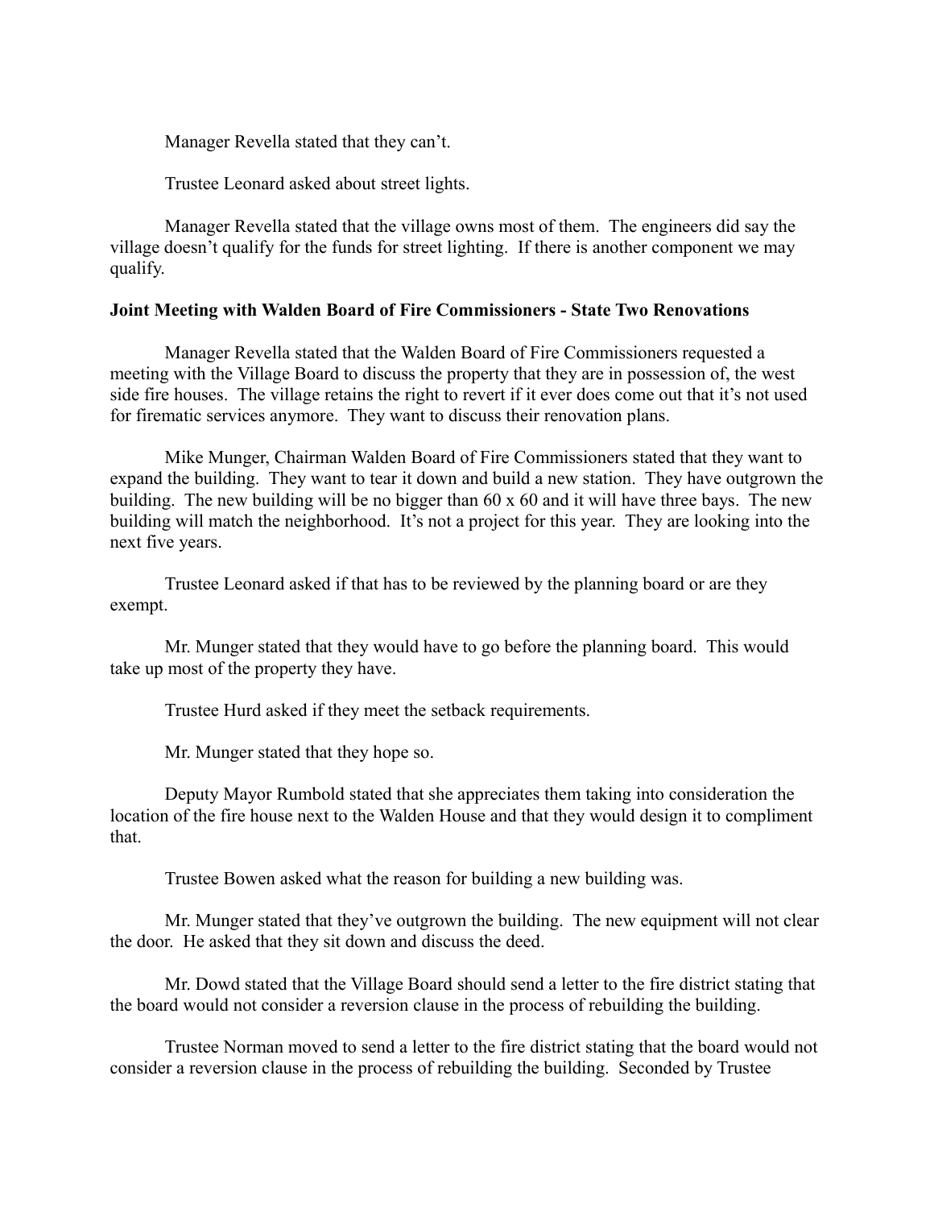Manager Revella stated that they can't.

Trustee Leonard asked about street lights.

Manager Revella stated that the village owns most of them. The engineers did say the village doesn't qualify for the funds for street lighting. If there is another component we may qualify.

**Joint Meeting with Walden Board of Fire Commissioners - State Two Renovations**

Manager Revella stated that the Walden Board of Fire Commissioners requested a meeting with the Village Board to discuss the property that they are in possession of, the west side fire houses. The village retains the right to revert if it ever does come out that it's not used for firematic services anymore. They want to discuss their renovation plans.

Mike Munger, Chairman Walden Board of Fire Commissioners stated that they want to expand the building. They want to tear it down and build a new station. They have outgrown the building. The new building will be no bigger than 60 x 60 and it will have three bays. The new building will match the neighborhood. It's not a project for this year. They are looking into the next five years.

Trustee Leonard asked if that has to be reviewed by the planning board or are they exempt.

Mr. Munger stated that they would have to go before the planning board. This would take up most of the property they have.

Trustee Hurd asked if they meet the setback requirements.

Mr. Munger stated that they hope so.

Deputy Mayor Rumbold stated that she appreciates them taking into consideration the location of the fire house next to the Walden House and that they would design it to compliment that.

Trustee Bowen asked what the reason for building a new building was.

Mr. Munger stated that they've outgrown the building. The new equipment will not clear the door. He asked that they sit down and discuss the deed.

Mr. Dowd stated that the Village Board should send a letter to the fire district stating that the board would not consider a reversion clause in the process of rebuilding the building.

Trustee Norman moved to send a letter to the fire district stating that the board would not consider a reversion clause in the process of rebuilding the building. Seconded by Trustee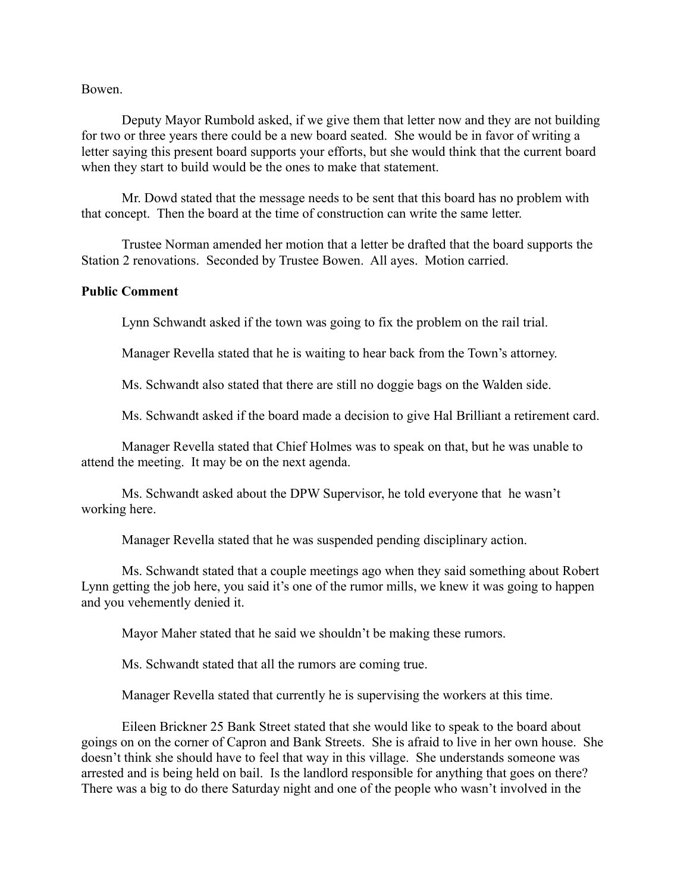Bowen.

Deputy Mayor Rumbold asked, if we give them that letter now and they are not building for two or three years there could be a new board seated. She would be in favor of writing a letter saying this present board supports your efforts, but she would think that the current board when they start to build would be the ones to make that statement.

Mr. Dowd stated that the message needs to be sent that this board has no problem with that concept. Then the board at the time of construction can write the same letter.

Trustee Norman amended her motion that a letter be drafted that the board supports the Station 2 renovations. Seconded by Trustee Bowen. All ayes. Motion carried.

**Public Comment**

Lynn Schwandt asked if the town was going to fix the problem on the rail trial.

Manager Revella stated that he is waiting to hear back from the Town's attorney.

Ms. Schwandt also stated that there are still no doggie bags on the Walden side.

Ms. Schwandt asked if the board made a decision to give Hal Brilliant a retirement card.

Manager Revella stated that Chief Holmes was to speak on that, but he was unable to attend the meeting. It may be on the next agenda.

Ms. Schwandt asked about the DPW Supervisor, he told everyone that he wasn't working here.

Manager Revella stated that he was suspended pending disciplinary action.

Ms. Schwandt stated that a couple meetings ago when they said something about Robert Lynn getting the job here, you said it's one of the rumor mills, we knew it was going to happen and you vehemently denied it.

Mayor Maher stated that he said we shouldn't be making these rumors.

Ms. Schwandt stated that all the rumors are coming true.

Manager Revella stated that currently he is supervising the workers at this time.

Eileen Brickner 25 Bank Street stated that she would like to speak to the board about goings on on the corner of Capron and Bank Streets. She is afraid to live in her own house. She doesn't think she should have to feel that way in this village. She understands someone was arrested and is being held on bail. Is the landlord responsible for anything that goes on there? There was a big to do there Saturday night and one of the people who wasn't involved in the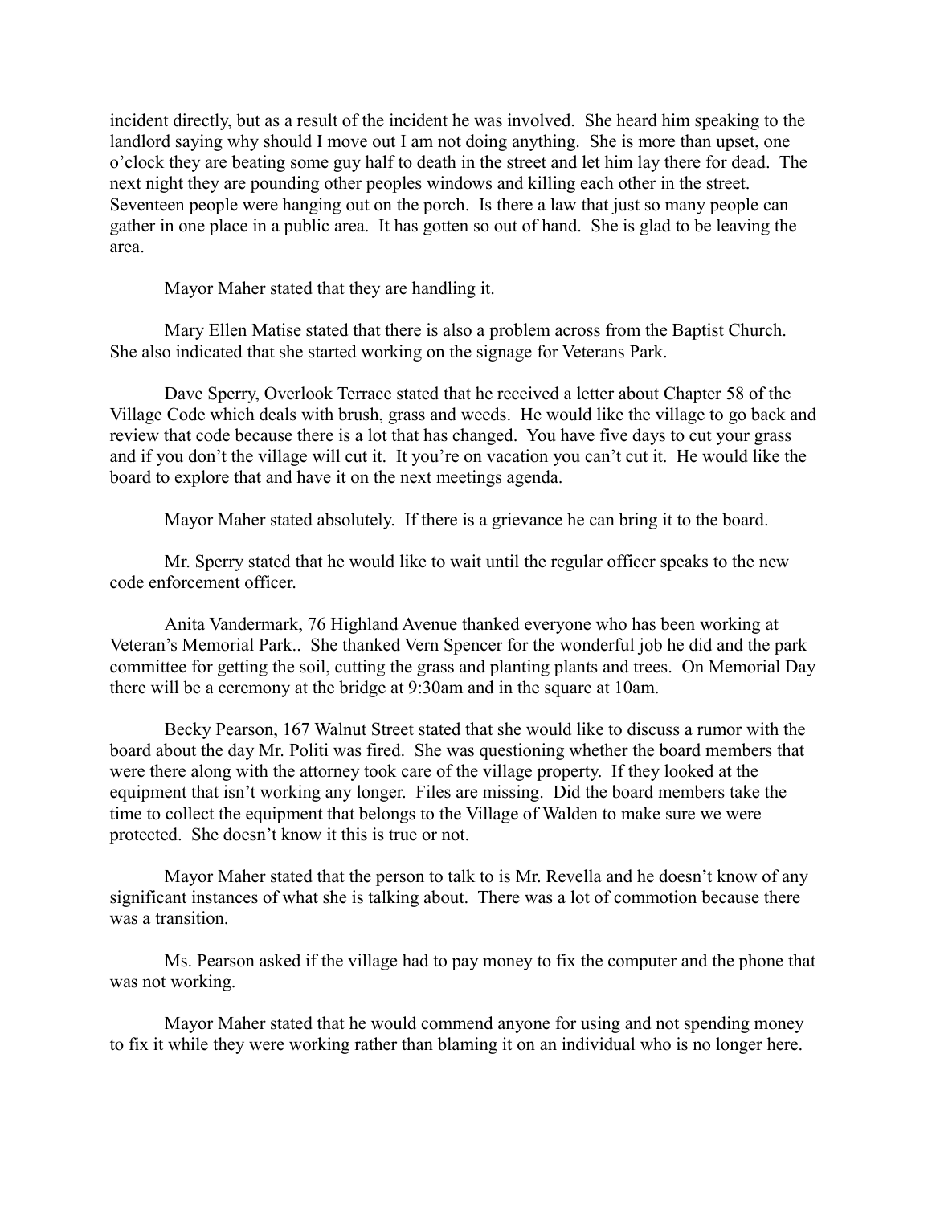incident directly, but as a result of the incident he was involved. She heard him speaking to the landlord saying why should I move out I am not doing anything. She is more than upset, one o'clock they are beating some guy half to death in the street and let him lay there for dead. The next night they are pounding other peoples windows and killing each other in the street. Seventeen people were hanging out on the porch. Is there a law that just so many people can gather in one place in a public area. It has gotten so out of hand. She is glad to be leaving the area.

Mayor Maher stated that they are handling it.

Mary Ellen Matise stated that there is also a problem across from the Baptist Church. She also indicated that she started working on the signage for Veterans Park.

Dave Sperry, Overlook Terrace stated that he received a letter about Chapter 58 of the Village Code which deals with brush, grass and weeds. He would like the village to go back and review that code because there is a lot that has changed. You have five days to cut your grass and if you don't the village will cut it. It you're on vacation you can't cut it. He would like the board to explore that and have it on the next meetings agenda.

Mayor Maher stated absolutely. If there is a grievance he can bring it to the board.

Mr. Sperry stated that he would like to wait until the regular officer speaks to the new code enforcement officer.

Anita Vandermark, 76 Highland Avenue thanked everyone who has been working at Veteran's Memorial Park.. She thanked Vern Spencer for the wonderful job he did and the park committee for getting the soil, cutting the grass and planting plants and trees. On Memorial Day there will be a ceremony at the bridge at 9:30am and in the square at 10am.

Becky Pearson, 167 Walnut Street stated that she would like to discuss a rumor with the board about the day Mr. Politi was fired. She was questioning whether the board members that were there along with the attorney took care of the village property. If they looked at the equipment that isn't working any longer. Files are missing. Did the board members take the time to collect the equipment that belongs to the Village of Walden to make sure we were protected. She doesn't know it this is true or not.

Mayor Maher stated that the person to talk to is Mr. Revella and he doesn't know of any significant instances of what she is talking about. There was a lot of commotion because there was a transition.

Ms. Pearson asked if the village had to pay money to fix the computer and the phone that was not working.

Mayor Maher stated that he would commend anyone for using and not spending money to fix it while they were working rather than blaming it on an individual who is no longer here.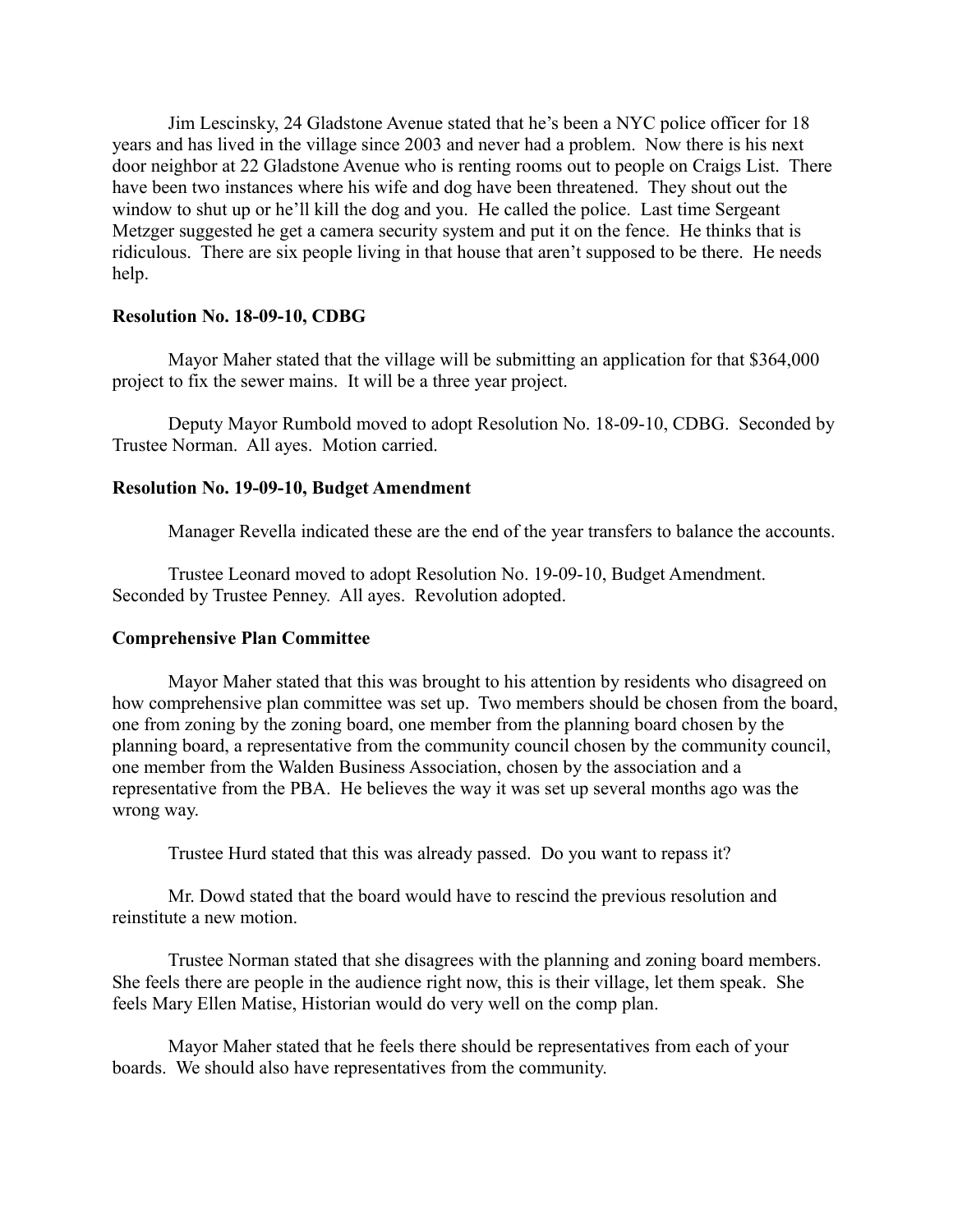Jim Lescinsky, 24 Gladstone Avenue stated that he's been a NYC police officer for 18 years and has lived in the village since 2003 and never had a problem. Now there is his next door neighbor at 22 Gladstone Avenue who is renting rooms out to people on Craigs List. There have been two instances where his wife and dog have been threatened. They shout out the window to shut up or he'll kill the dog and you. He called the police. Last time Sergeant Metzger suggested he get a camera security system and put it on the fence. He thinks that is ridiculous. There are six people living in that house that aren't supposed to be there. He needs help.

**Resolution No. 18-09-10, CDBG**

Mayor Maher stated that the village will be submitting an application for that $364,000 project to fix the sewer mains. It will be a three year project.

Deputy Mayor Rumbold moved to adopt Resolution No. 18-09-10, CDBG. Seconded by Trustee Norman. All ayes. Motion carried.

**Resolution No. 19-09-10, Budget Amendment**

Manager Revella indicated these are the end of the year transfers to balance the accounts.

Trustee Leonard moved to adopt Resolution No. 19-09-10, Budget Amendment. Seconded by Trustee Penney. All ayes. Revolution adopted.

**Comprehensive Plan Committee**

Mayor Maher stated that this was brought to his attention by residents who disagreed on how comprehensive plan committee was set up. Two members should be chosen from the board, one from zoning by the zoning board, one member from the planning board chosen by the planning board, a representative from the community council chosen by the community council, one member from the Walden Business Association, chosen by the association and a representative from the PBA. He believes the way it was set up several months ago was the wrong way.

Trustee Hurd stated that this was already passed. Do you want to repass it?

Mr. Dowd stated that the board would have to rescind the previous resolution and reinstitute a new motion.

Trustee Norman stated that she disagrees with the planning and zoning board members. She feels there are people in the audience right now, this is their village, let them speak. She feels Mary Ellen Matise, Historian would do very well on the comp plan.

Mayor Maher stated that he feels there should be representatives from each of your boards. We should also have representatives from the community.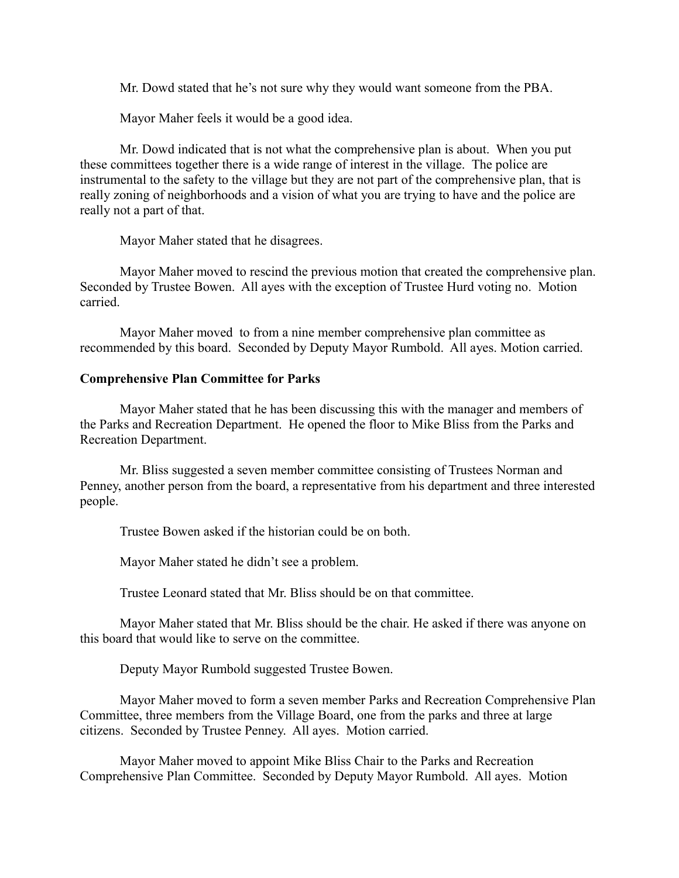Mr. Dowd stated that he's not sure why they would want someone from the PBA.

Mayor Maher feels it would be a good idea.

Mr. Dowd indicated that is not what the comprehensive plan is about. When you put these committees together there is a wide range of interest in the village. The police are instrumental to the safety to the village but they are not part of the comprehensive plan, that is really zoning of neighborhoods and a vision of what you are trying to have and the police are really not a part of that.

Mayor Maher stated that he disagrees.

Mayor Maher moved to rescind the previous motion that created the comprehensive plan. Seconded by Trustee Bowen. All ayes with the exception of Trustee Hurd voting no. Motion carried.

Mayor Maher moved to from a nine member comprehensive plan committee as recommended by this board. Seconded by Deputy Mayor Rumbold. All ayes. Motion carried.

**Comprehensive Plan Committee for Parks**

Mayor Maher stated that he has been discussing this with the manager and members of the Parks and Recreation Department. He opened the floor to Mike Bliss from the Parks and Recreation Department.

Mr. Bliss suggested a seven member committee consisting of Trustees Norman and Penney, another person from the board, a representative from his department and three interested people.

Trustee Bowen asked if the historian could be on both.

Mayor Maher stated he didn't see a problem.

Trustee Leonard stated that Mr. Bliss should be on that committee.

Mayor Maher stated that Mr. Bliss should be the chair. He asked if there was anyone on this board that would like to serve on the committee.

Deputy Mayor Rumbold suggested Trustee Bowen.

Mayor Maher moved to form a seven member Parks and Recreation Comprehensive Plan Committee, three members from the Village Board, one from the parks and three at large citizens. Seconded by Trustee Penney. All ayes. Motion carried.

Mayor Maher moved to appoint Mike Bliss Chair to the Parks and Recreation Comprehensive Plan Committee. Seconded by Deputy Mayor Rumbold. All ayes. Motion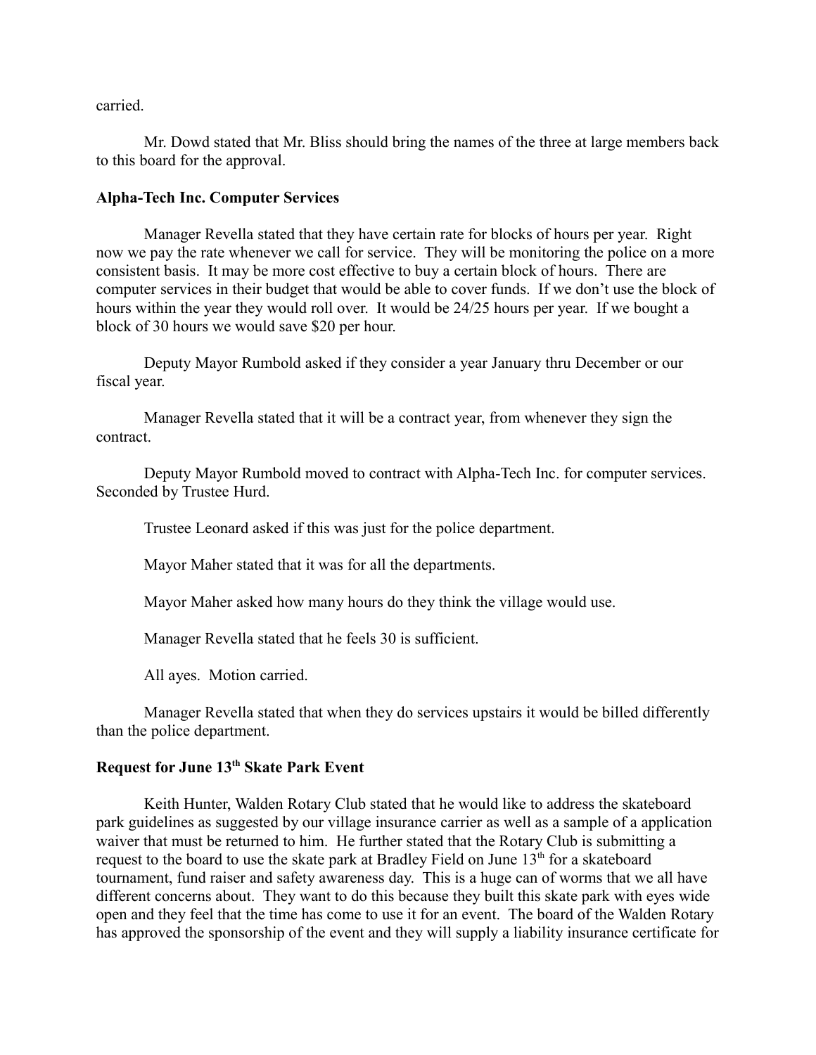carried.

Mr. Dowd stated that Mr. Bliss should bring the names of the three at large members back to this board for the approval.

**Alpha-Tech Inc. Computer Services**

Manager Revella stated that they have certain rate for blocks of hours per year. Right now we pay the rate whenever we call for service. They will be monitoring the police on a more consistent basis. It may be more cost effective to buy a certain block of hours. There are computer services in their budget that would be able to cover funds. If we don't use the block of hours within the year they would roll over. It would be 24/25 hours per year. If we bought a block of 30 hours we would save $20 per hour.

Deputy Mayor Rumbold asked if they consider a year January thru December or our fiscal year.

Manager Revella stated that it will be a contract year, from whenever they sign the contract.

Deputy Mayor Rumbold moved to contract with Alpha-Tech Inc. for computer services. Seconded by Trustee Hurd.

Trustee Leonard asked if this was just for the police department.

Mayor Maher stated that it was for all the departments.

Mayor Maher asked how many hours do they think the village would use.

Manager Revella stated that he feels 30 is sufficient.

All ayes. Motion carried.

Manager Revella stated that when they do services upstairs it would be billed differently than the police department.

**Request for June 13th Skate Park Event**

Keith Hunter, Walden Rotary Club stated that he would like to address the skateboard park guidelines as suggested by our village insurance carrier as well as a sample of a application waiver that must be returned to him. He further stated that the Rotary Club is submitting a request to the board to use the skate park at Bradley Field on June 13th for a skateboard tournament, fund raiser and safety awareness day. This is a huge can of worms that we all have different concerns about. They want to do this because they built this skate park with eyes wide open and they feel that the time has come to use it for an event. The board of the Walden Rotary has approved the sponsorship of the event and they will supply a liability insurance certificate for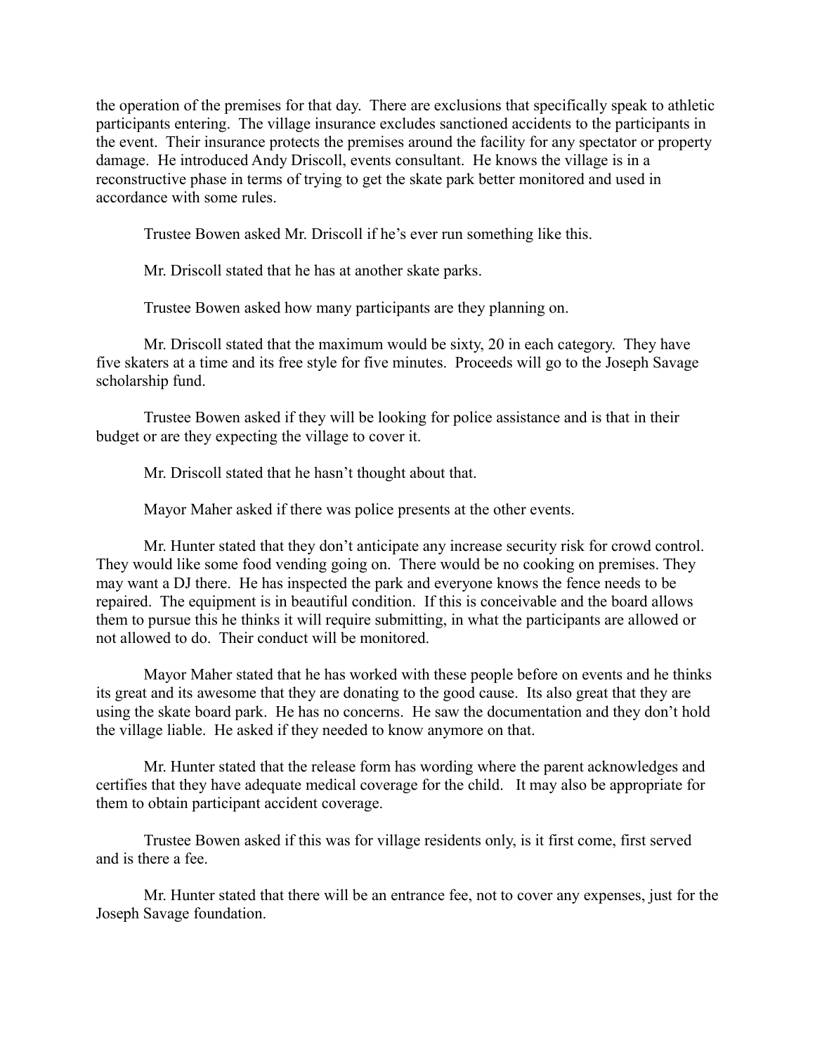the operation of the premises for that day. There are exclusions that specifically speak to athletic participants entering. The village insurance excludes sanctioned accidents to the participants in the event. Their insurance protects the premises around the facility for any spectator or property damage. He introduced Andy Driscoll, events consultant. He knows the village is in a reconstructive phase in terms of trying to get the skate park better monitored and used in accordance with some rules.

Trustee Bowen asked Mr. Driscoll if he's ever run something like this.

Mr. Driscoll stated that he has at another skate parks.

Trustee Bowen asked how many participants are they planning on.

Mr. Driscoll stated that the maximum would be sixty, 20 in each category. They have five skaters at a time and its free style for five minutes. Proceeds will go to the Joseph Savage scholarship fund.

Trustee Bowen asked if they will be looking for police assistance and is that in their budget or are they expecting the village to cover it.

Mr. Driscoll stated that he hasn't thought about that.

Mayor Maher asked if there was police presents at the other events.

Mr. Hunter stated that they don't anticipate any increase security risk for crowd control. They would like some food vending going on. There would be no cooking on premises. They may want a DJ there. He has inspected the park and everyone knows the fence needs to be repaired. The equipment is in beautiful condition. If this is conceivable and the board allows them to pursue this he thinks it will require submitting, in what the participants are allowed or not allowed to do. Their conduct will be monitored.

Mayor Maher stated that he has worked with these people before on events and he thinks its great and its awesome that they are donating to the good cause. Its also great that they are using the skate board park. He has no concerns. He saw the documentation and they don't hold the village liable. He asked if they needed to know anymore on that.

Mr. Hunter stated that the release form has wording where the parent acknowledges and certifies that they have adequate medical coverage for the child. It may also be appropriate for them to obtain participant accident coverage.

Trustee Bowen asked if this was for village residents only, is it first come, first served and is there a fee.

Mr. Hunter stated that there will be an entrance fee, not to cover any expenses, just for the Joseph Savage foundation.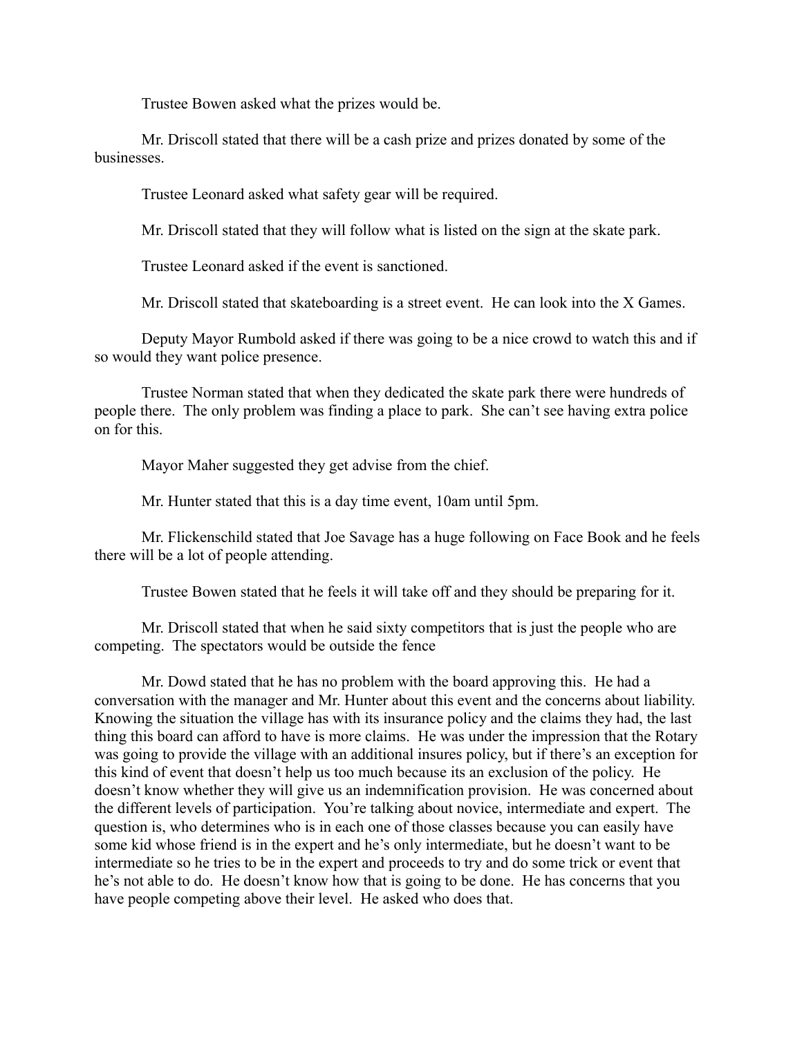Trustee Bowen asked what the prizes would be.

Mr. Driscoll stated that there will be a cash prize and prizes donated by some of the businesses.

Trustee Leonard asked what safety gear will be required.

Mr. Driscoll stated that they will follow what is listed on the sign at the skate park.

Trustee Leonard asked if the event is sanctioned.

Mr. Driscoll stated that skateboarding is a street event. He can look into the X Games.

Deputy Mayor Rumbold asked if there was going to be a nice crowd to watch this and if so would they want police presence.

Trustee Norman stated that when they dedicated the skate park there were hundreds of people there. The only problem was finding a place to park. She can't see having extra police on for this.

Mayor Maher suggested they get advise from the chief.

Mr. Hunter stated that this is a day time event, 10am until 5pm.

Mr. Flickenschild stated that Joe Savage has a huge following on Face Book and he feels there will be a lot of people attending.

Trustee Bowen stated that he feels it will take off and they should be preparing for it.

Mr. Driscoll stated that when he said sixty competitors that is just the people who are competing. The spectators would be outside the fence

Mr. Dowd stated that he has no problem with the board approving this. He had a conversation with the manager and Mr. Hunter about this event and the concerns about liability. Knowing the situation the village has with its insurance policy and the claims they had, the last thing this board can afford to have is more claims. He was under the impression that the Rotary was going to provide the village with an additional insures policy, but if there's an exception for this kind of event that doesn't help us too much because its an exclusion of the policy. He doesn't know whether they will give us an indemnification provision. He was concerned about the different levels of participation. You're talking about novice, intermediate and expert. The question is, who determines who is in each one of those classes because you can easily have some kid whose friend is in the expert and he's only intermediate, but he doesn't want to be intermediate so he tries to be in the expert and proceeds to try and do some trick or event that he's not able to do. He doesn't know how that is going to be done. He has concerns that you have people competing above their level. He asked who does that.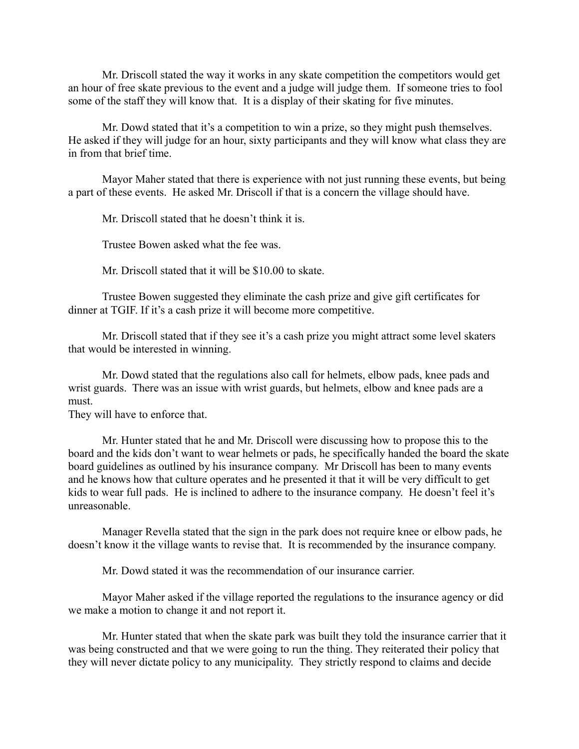Mr. Driscoll stated the way it works in any skate competition the competitors would get an hour of free skate previous to the event and a judge will judge them. If someone tries to fool some of the staff they will know that. It is a display of their skating for five minutes.

Mr. Dowd stated that it's a competition to win a prize, so they might push themselves. He asked if they will judge for an hour, sixty participants and they will know what class they are in from that brief time.

Mayor Maher stated that there is experience with not just running these events, but being a part of these events. He asked Mr. Driscoll if that is a concern the village should have.

Mr. Driscoll stated that he doesn't think it is.

Trustee Bowen asked what the fee was.

Mr. Driscoll stated that it will be $10.00 to skate.

Trustee Bowen suggested they eliminate the cash prize and give gift certificates for dinner at TGIF. If it's a cash prize it will become more competitive.

Mr. Driscoll stated that if they see it's a cash prize you might attract some level skaters that would be interested in winning.

Mr. Dowd stated that the regulations also call for helmets, elbow pads, knee pads and wrist guards. There was an issue with wrist guards, but helmets, elbow and knee pads are a must.
They will have to enforce that.

Mr. Hunter stated that he and Mr. Driscoll were discussing how to propose this to the board and the kids don't want to wear helmets or pads, he specifically handed the board the skate board guidelines as outlined by his insurance company. Mr Driscoll has been to many events and he knows how that culture operates and he presented it that it will be very difficult to get kids to wear full pads. He is inclined to adhere to the insurance company. He doesn't feel it's unreasonable.

Manager Revella stated that the sign in the park does not require knee or elbow pads, he doesn't know it the village wants to revise that. It is recommended by the insurance company.

Mr. Dowd stated it was the recommendation of our insurance carrier.

Mayor Maher asked if the village reported the regulations to the insurance agency or did we make a motion to change it and not report it.

Mr. Hunter stated that when the skate park was built they told the insurance carrier that it was being constructed and that we were going to run the thing. They reiterated their policy that they will never dictate policy to any municipality. They strictly respond to claims and decide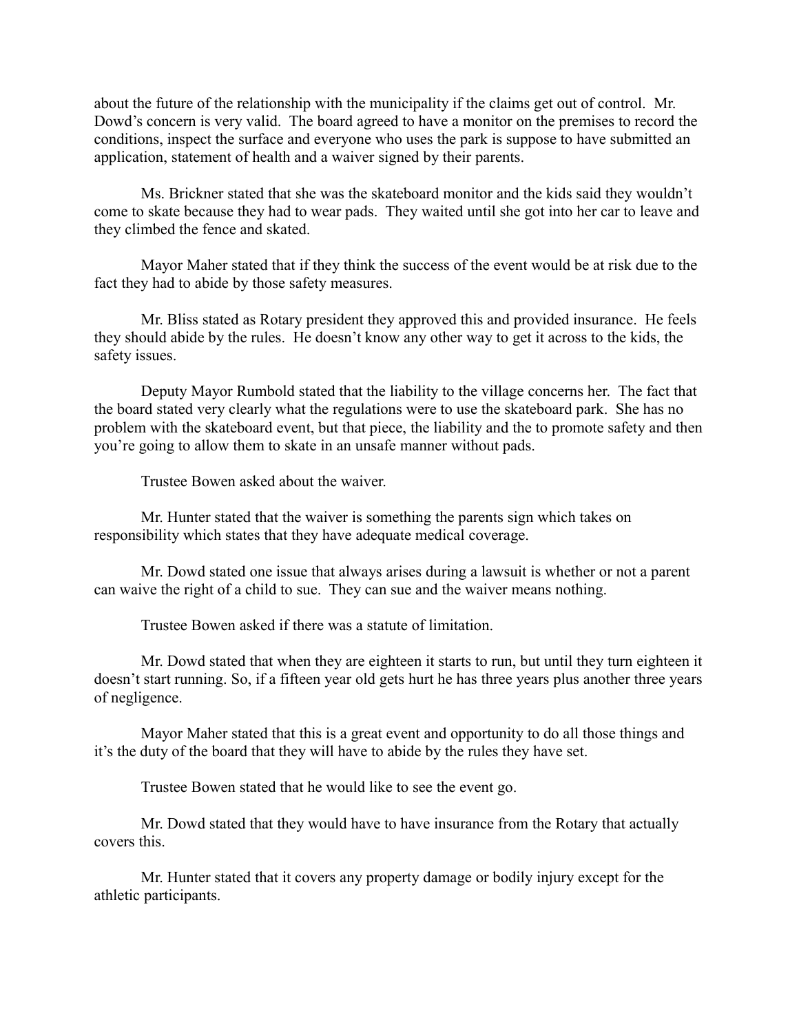about the future of the relationship with the municipality if the claims get out of control. Mr. Dowd's concern is very valid. The board agreed to have a monitor on the premises to record the conditions, inspect the surface and everyone who uses the park is suppose to have submitted an application, statement of health and a waiver signed by their parents.

Ms. Brickner stated that she was the skateboard monitor and the kids said they wouldn't come to skate because they had to wear pads. They waited until she got into her car to leave and they climbed the fence and skated.

Mayor Maher stated that if they think the success of the event would be at risk due to the fact they had to abide by those safety measures.

Mr. Bliss stated as Rotary president they approved this and provided insurance. He feels they should abide by the rules. He doesn't know any other way to get it across to the kids, the safety issues.

Deputy Mayor Rumbold stated that the liability to the village concerns her. The fact that the board stated very clearly what the regulations were to use the skateboard park. She has no problem with the skateboard event, but that piece, the liability and the to promote safety and then you're going to allow them to skate in an unsafe manner without pads.

Trustee Bowen asked about the waiver.

Mr. Hunter stated that the waiver is something the parents sign which takes on responsibility which states that they have adequate medical coverage.

Mr. Dowd stated one issue that always arises during a lawsuit is whether or not a parent can waive the right of a child to sue. They can sue and the waiver means nothing.

Trustee Bowen asked if there was a statute of limitation.

Mr. Dowd stated that when they are eighteen it starts to run, but until they turn eighteen it doesn't start running. So, if a fifteen year old gets hurt he has three years plus another three years of negligence.

Mayor Maher stated that this is a great event and opportunity to do all those things and it's the duty of the board that they will have to abide by the rules they have set.

Trustee Bowen stated that he would like to see the event go.

Mr. Dowd stated that they would have to have insurance from the Rotary that actually covers this.

Mr. Hunter stated that it covers any property damage or bodily injury except for the athletic participants.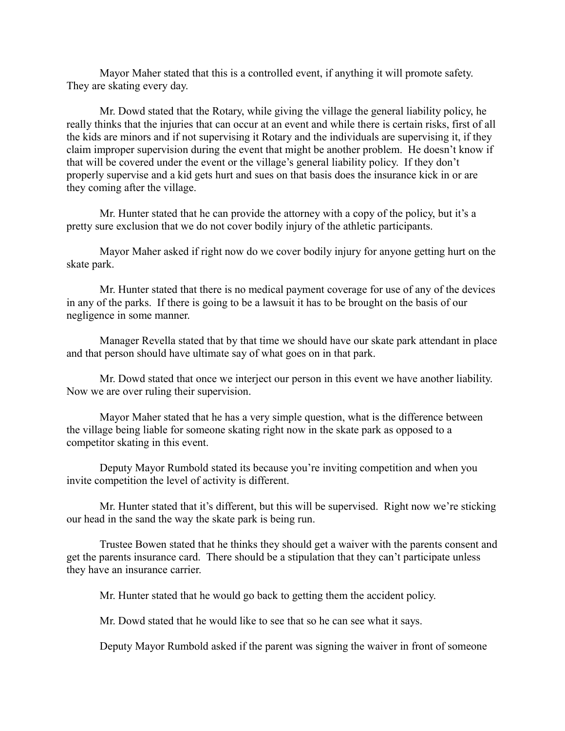Mayor Maher stated that this is a controlled event, if anything it will promote safety. They are skating every day.

Mr. Dowd stated that the Rotary, while giving the village the general liability policy, he really thinks that the injuries that can occur at an event and while there is certain risks, first of all the kids are minors and if not supervising it Rotary and the individuals are supervising it, if they claim improper supervision during the event that might be another problem. He doesn't know if that will be covered under the event or the village's general liability policy. If they don't properly supervise and a kid gets hurt and sues on that basis does the insurance kick in or are they coming after the village.

Mr. Hunter stated that he can provide the attorney with a copy of the policy, but it's a pretty sure exclusion that we do not cover bodily injury of the athletic participants.

Mayor Maher asked if right now do we cover bodily injury for anyone getting hurt on the skate park.

Mr. Hunter stated that there is no medical payment coverage for use of any of the devices in any of the parks. If there is going to be a lawsuit it has to be brought on the basis of our negligence in some manner.

Manager Revella stated that by that time we should have our skate park attendant in place and that person should have ultimate say of what goes on in that park.

Mr. Dowd stated that once we interject our person in this event we have another liability. Now we are over ruling their supervision.

Mayor Maher stated that he has a very simple question, what is the difference between the village being liable for someone skating right now in the skate park as opposed to a competitor skating in this event.

Deputy Mayor Rumbold stated its because you're inviting competition and when you invite competition the level of activity is different.

Mr. Hunter stated that it's different, but this will be supervised. Right now we're sticking our head in the sand the way the skate park is being run.

Trustee Bowen stated that he thinks they should get a waiver with the parents consent and get the parents insurance card. There should be a stipulation that they can't participate unless they have an insurance carrier.

Mr. Hunter stated that he would go back to getting them the accident policy.

Mr. Dowd stated that he would like to see that so he can see what it says.

Deputy Mayor Rumbold asked if the parent was signing the waiver in front of someone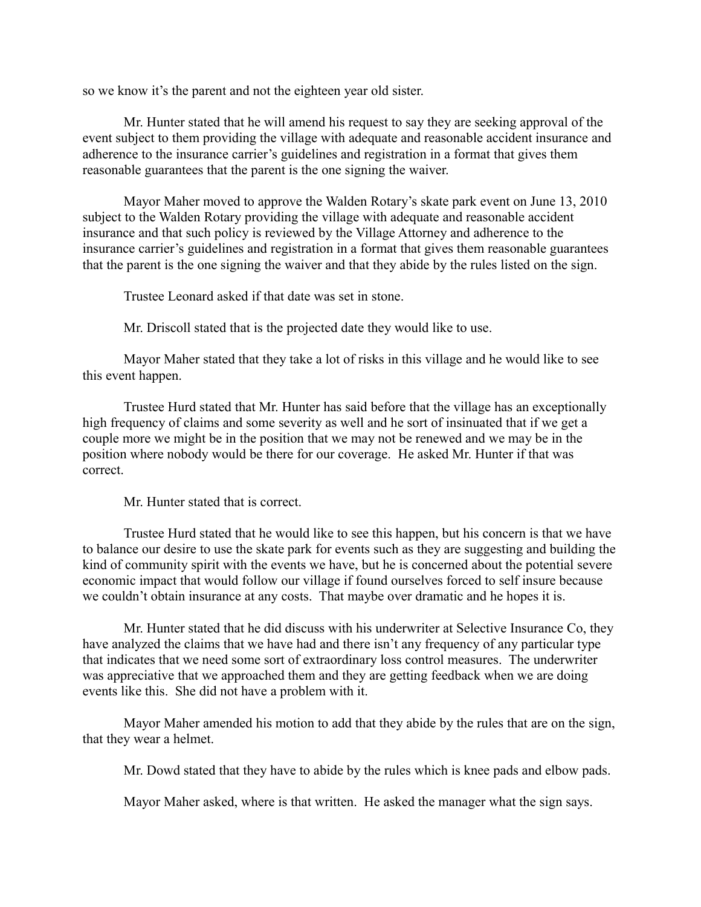so we know it's the parent and not the eighteen year old sister.

Mr. Hunter stated that he will amend his request to say they are seeking approval of the event subject to them providing the village with adequate and reasonable accident insurance and adherence to the insurance carrier's guidelines and registration in a format that gives them reasonable guarantees that the parent is the one signing the waiver.

Mayor Maher moved to approve the Walden Rotary's skate park event on June 13, 2010 subject to the Walden Rotary providing the village with adequate and reasonable accident insurance and that such policy is reviewed by the Village Attorney and adherence to the insurance carrier's guidelines and registration in a format that gives them reasonable guarantees that the parent is the one signing the waiver and that they abide by the rules listed on the sign.

Trustee Leonard asked if that date was set in stone.

Mr. Driscoll stated that is the projected date they would like to use.

Mayor Maher stated that they take a lot of risks in this village and he would like to see this event happen.

Trustee Hurd stated that Mr. Hunter has said before that the village has an exceptionally high frequency of claims and some severity as well and he sort of insinuated that if we get a couple more we might be in the position that we may not be renewed and we may be in the position where nobody would be there for our coverage. He asked Mr. Hunter if that was correct.

Mr. Hunter stated that is correct.

Trustee Hurd stated that he would like to see this happen, but his concern is that we have to balance our desire to use the skate park for events such as they are suggesting and building the kind of community spirit with the events we have, but he is concerned about the potential severe economic impact that would follow our village if found ourselves forced to self insure because we couldn't obtain insurance at any costs. That maybe over dramatic and he hopes it is.

Mr. Hunter stated that he did discuss with his underwriter at Selective Insurance Co, they have analyzed the claims that we have had and there isn't any frequency of any particular type that indicates that we need some sort of extraordinary loss control measures. The underwriter was appreciative that we approached them and they are getting feedback when we are doing events like this. She did not have a problem with it.

Mayor Maher amended his motion to add that they abide by the rules that are on the sign, that they wear a helmet.

Mr. Dowd stated that they have to abide by the rules which is knee pads and elbow pads.

Mayor Maher asked, where is that written. He asked the manager what the sign says.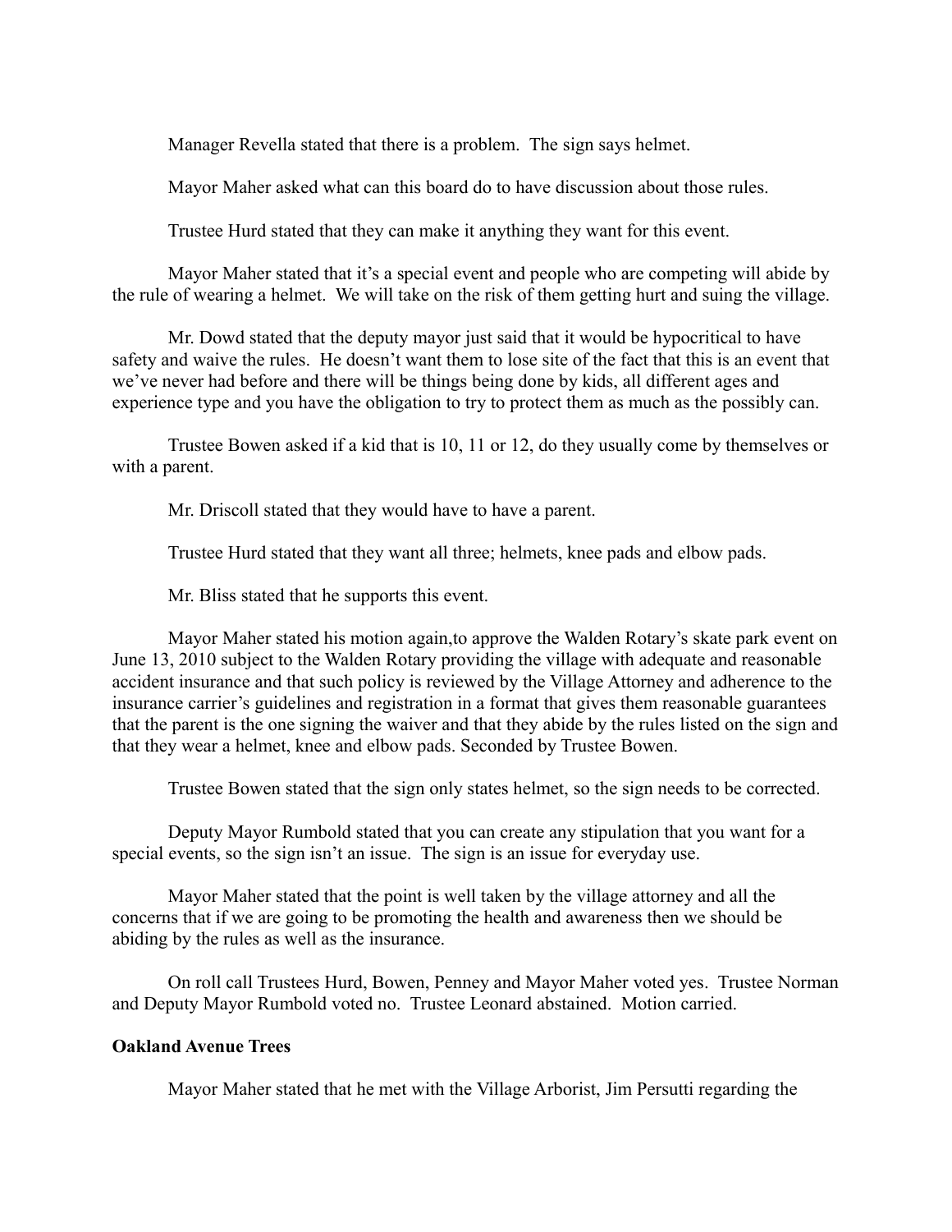Manager Revella stated that there is a problem. The sign says helmet.

Mayor Maher asked what can this board do to have discussion about those rules.

Trustee Hurd stated that they can make it anything they want for this event.

Mayor Maher stated that it's a special event and people who are competing will abide by the rule of wearing a helmet. We will take on the risk of them getting hurt and suing the village.

Mr. Dowd stated that the deputy mayor just said that it would be hypocritical to have safety and waive the rules. He doesn't want them to lose site of the fact that this is an event that we've never had before and there will be things being done by kids, all different ages and experience type and you have the obligation to try to protect them as much as the possibly can.

Trustee Bowen asked if a kid that is 10, 11 or 12, do they usually come by themselves or with a parent.

Mr. Driscoll stated that they would have to have a parent.

Trustee Hurd stated that they want all three; helmets, knee pads and elbow pads.

Mr. Bliss stated that he supports this event.

Mayor Maher stated his motion again,to approve the Walden Rotary's skate park event on June 13, 2010 subject to the Walden Rotary providing the village with adequate and reasonable accident insurance and that such policy is reviewed by the Village Attorney and adherence to the insurance carrier's guidelines and registration in a format that gives them reasonable guarantees that the parent is the one signing the waiver and that they abide by the rules listed on the sign and that they wear a helmet, knee and elbow pads. Seconded by Trustee Bowen.

Trustee Bowen stated that the sign only states helmet, so the sign needs to be corrected.

Deputy Mayor Rumbold stated that you can create any stipulation that you want for a special events, so the sign isn't an issue. The sign is an issue for everyday use.

Mayor Maher stated that the point is well taken by the village attorney and all the concerns that if we are going to be promoting the health and awareness then we should be abiding by the rules as well as the insurance.

On roll call Trustees Hurd, Bowen, Penney and Mayor Maher voted yes. Trustee Norman and Deputy Mayor Rumbold voted no. Trustee Leonard abstained. Motion carried.

**Oakland Avenue Trees**

Mayor Maher stated that he met with the Village Arborist, Jim Persutti regarding the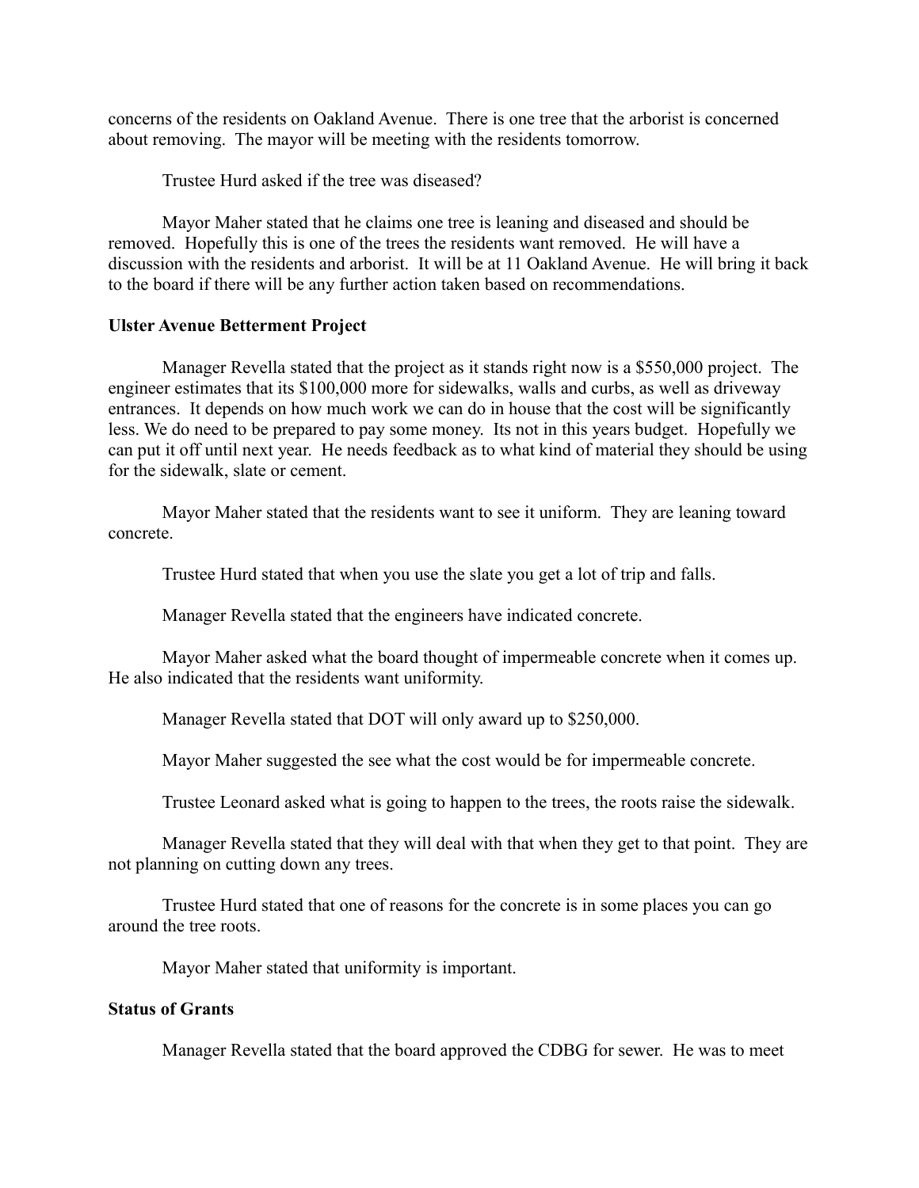concerns of the residents on Oakland Avenue. There is one tree that the arborist is concerned about removing. The mayor will be meeting with the residents tomorrow.

Trustee Hurd asked if the tree was diseased?

Mayor Maher stated that he claims one tree is leaning and diseased and should be removed. Hopefully this is one of the trees the residents want removed. He will have a discussion with the residents and arborist. It will be at 11 Oakland Avenue. He will bring it back to the board if there will be any further action taken based on recommendations.

**Ulster Avenue Betterment Project**

Manager Revella stated that the project as it stands right now is a $550,000 project. The engineer estimates that its $100,000 more for sidewalks, walls and curbs, as well as driveway entrances. It depends on how much work we can do in house that the cost will be significantly less. We do need to be prepared to pay some money. Its not in this years budget. Hopefully we can put it off until next year. He needs feedback as to what kind of material they should be using for the sidewalk, slate or cement.

Mayor Maher stated that the residents want to see it uniform. They are leaning toward concrete.

Trustee Hurd stated that when you use the slate you get a lot of trip and falls.

Manager Revella stated that the engineers have indicated concrete.

Mayor Maher asked what the board thought of impermeable concrete when it comes up. He also indicated that the residents want uniformity.

Manager Revella stated that DOT will only award up to $250,000.

Mayor Maher suggested the see what the cost would be for impermeable concrete.

Trustee Leonard asked what is going to happen to the trees, the roots raise the sidewalk.

Manager Revella stated that they will deal with that when they get to that point. They are not planning on cutting down any trees.

Trustee Hurd stated that one of reasons for the concrete is in some places you can go around the tree roots.

Mayor Maher stated that uniformity is important.

**Status of Grants**

Manager Revella stated that the board approved the CDBG for sewer. He was to meet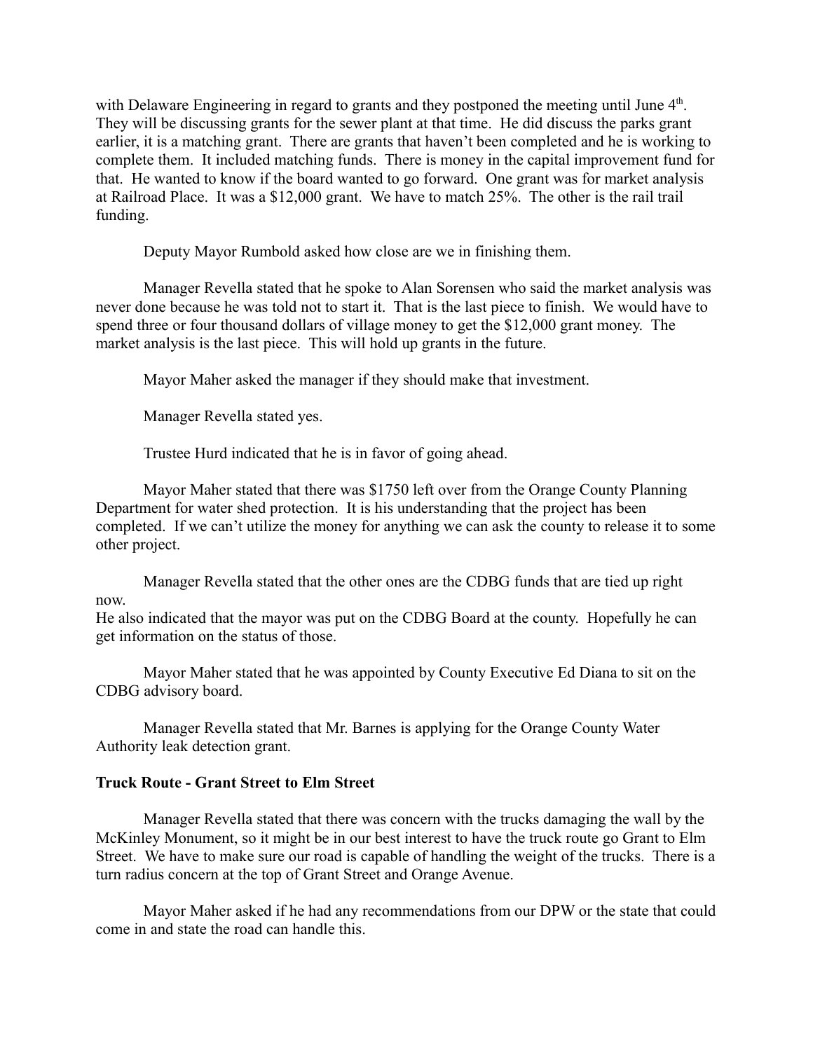with Delaware Engineering in regard to grants and they postponed the meeting until June 4th. They will be discussing grants for the sewer plant at that time. He did discuss the parks grant earlier, it is a matching grant. There are grants that haven't been completed and he is working to complete them. It included matching funds. There is money in the capital improvement fund for that. He wanted to know if the board wanted to go forward. One grant was for market analysis at Railroad Place. It was a $12,000 grant. We have to match 25%. The other is the rail trail funding.

Deputy Mayor Rumbold asked how close are we in finishing them.

Manager Revella stated that he spoke to Alan Sorensen who said the market analysis was never done because he was told not to start it. That is the last piece to finish. We would have to spend three or four thousand dollars of village money to get the $12,000 grant money. The market analysis is the last piece. This will hold up grants in the future.

Mayor Maher asked the manager if they should make that investment.

Manager Revella stated yes.

Trustee Hurd indicated that he is in favor of going ahead.

Mayor Maher stated that there was $1750 left over from the Orange County Planning Department for water shed protection. It is his understanding that the project has been completed. If we can't utilize the money for anything we can ask the county to release it to some other project.

Manager Revella stated that the other ones are the CDBG funds that are tied up right now.
He also indicated that the mayor was put on the CDBG Board at the county. Hopefully he can get information on the status of those.

Mayor Maher stated that he was appointed by County Executive Ed Diana to sit on the CDBG advisory board.

Manager Revella stated that Mr. Barnes is applying for the Orange County Water Authority leak detection grant.

**Truck Route - Grant Street to Elm Street**

Manager Revella stated that there was concern with the trucks damaging the wall by the McKinley Monument, so it might be in our best interest to have the truck route go Grant to Elm Street. We have to make sure our road is capable of handling the weight of the trucks. There is a turn radius concern at the top of Grant Street and Orange Avenue.

Mayor Maher asked if he had any recommendations from our DPW or the state that could come in and state the road can handle this.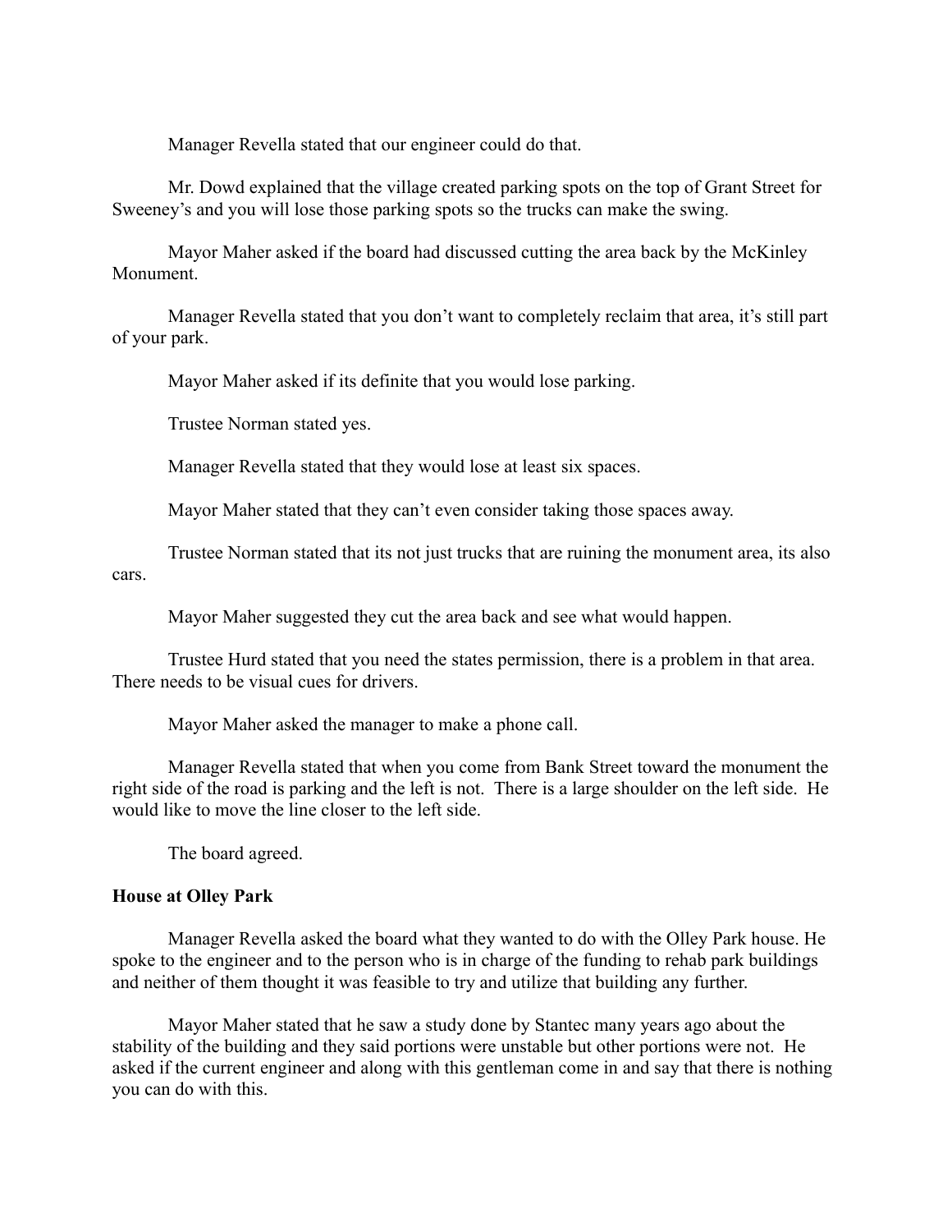Manager Revella stated that our engineer could do that.

Mr. Dowd explained that the village created parking spots on the top of Grant Street for Sweeney's and you will lose those parking spots so the trucks can make the swing.

Mayor Maher asked if the board had discussed cutting the area back by the McKinley Monument.

Manager Revella stated that you don't want to completely reclaim that area, it's still part of your park.

Mayor Maher asked if its definite that you would lose parking.

Trustee Norman stated yes.

Manager Revella stated that they would lose at least six spaces.

Mayor Maher stated that they can't even consider taking those spaces away.

Trustee Norman stated that its not just trucks that are ruining the monument area, its also cars.

Mayor Maher suggested they cut the area back and see what would happen.

Trustee Hurd stated that you need the states permission, there is a problem in that area. There needs to be visual cues for drivers.

Mayor Maher asked the manager to make a phone call.

Manager Revella stated that when you come from Bank Street toward the monument the right side of the road is parking and the left is not. There is a large shoulder on the left side. He would like to move the line closer to the left side.

The board agreed.

**House at Olley Park**

Manager Revella asked the board what they wanted to do with the Olley Park house. He spoke to the engineer and to the person who is in charge of the funding to rehab park buildings and neither of them thought it was feasible to try and utilize that building any further.

Mayor Maher stated that he saw a study done by Stantec many years ago about the stability of the building and they said portions were unstable but other portions were not. He asked if the current engineer and along with this gentleman come in and say that there is nothing you can do with this.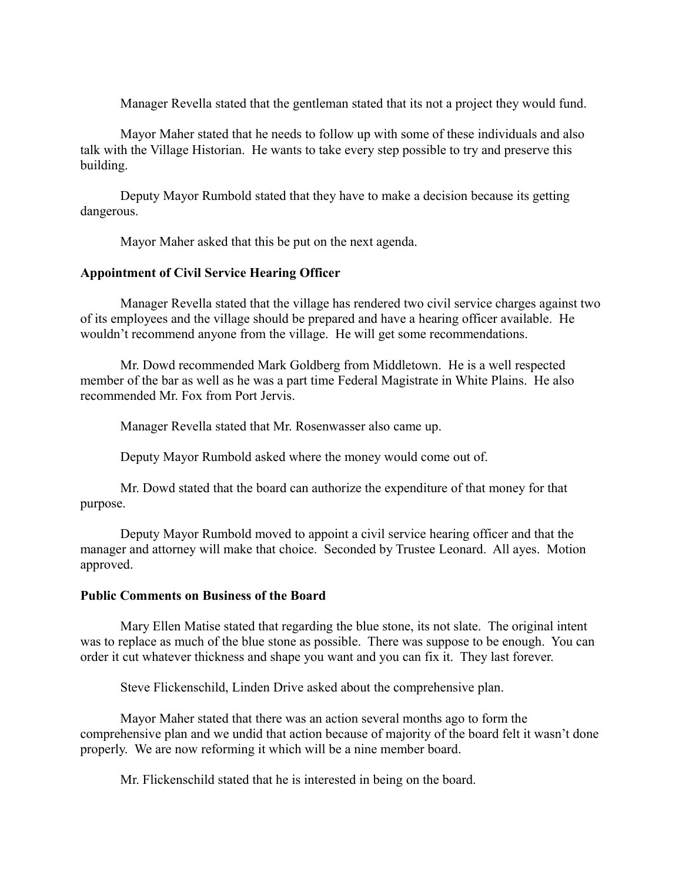Manager Revella stated that the gentleman stated that its not a project they would fund.

Mayor Maher stated that he needs to follow up with some of these individuals and also talk with the Village Historian. He wants to take every step possible to try and preserve this building.

Deputy Mayor Rumbold stated that they have to make a decision because its getting dangerous.

Mayor Maher asked that this be put on the next agenda.

**Appointment of Civil Service Hearing Officer**

Manager Revella stated that the village has rendered two civil service charges against two of its employees and the village should be prepared and have a hearing officer available. He wouldn't recommend anyone from the village. He will get some recommendations.

Mr. Dowd recommended Mark Goldberg from Middletown. He is a well respected member of the bar as well as he was a part time Federal Magistrate in White Plains. He also recommended Mr. Fox from Port Jervis.

Manager Revella stated that Mr. Rosenwasser also came up.

Deputy Mayor Rumbold asked where the money would come out of.

Mr. Dowd stated that the board can authorize the expenditure of that money for that purpose.

Deputy Mayor Rumbold moved to appoint a civil service hearing officer and that the manager and attorney will make that choice. Seconded by Trustee Leonard. All ayes. Motion approved.

**Public Comments on Business of the Board**

Mary Ellen Matise stated that regarding the blue stone, its not slate. The original intent was to replace as much of the blue stone as possible. There was suppose to be enough. You can order it cut whatever thickness and shape you want and you can fix it. They last forever.

Steve Flickenschild, Linden Drive asked about the comprehensive plan.

Mayor Maher stated that there was an action several months ago to form the comprehensive plan and we undid that action because of majority of the board felt it wasn't done properly. We are now reforming it which will be a nine member board.

Mr. Flickenschild stated that he is interested in being on the board.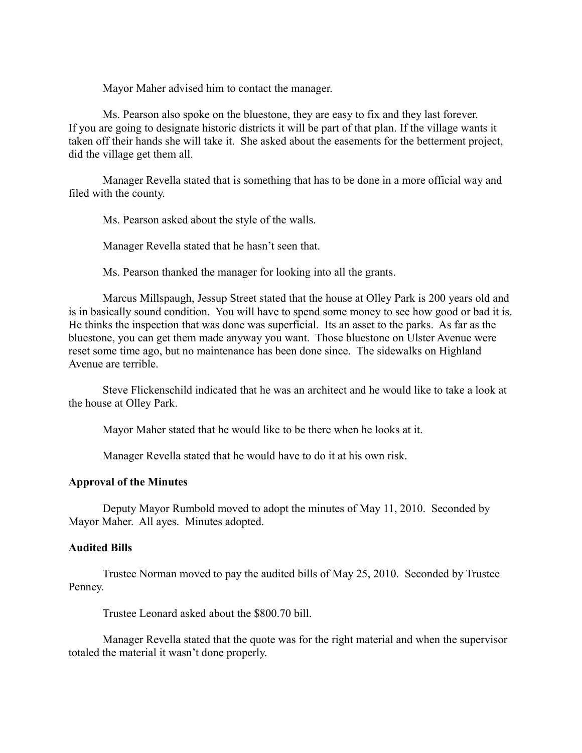Mayor Maher advised him to contact the manager.

Ms. Pearson also spoke on the bluestone, they are easy to fix and they last forever. If you are going to designate historic districts it will be part of that plan. If the village wants it taken off their hands she will take it. She asked about the easements for the betterment project, did the village get them all.

Manager Revella stated that is something that has to be done in a more official way and filed with the county.

Ms. Pearson asked about the style of the walls.

Manager Revella stated that he hasn't seen that.

Ms. Pearson thanked the manager for looking into all the grants.

Marcus Millspaugh, Jessup Street stated that the house at Olley Park is 200 years old and is in basically sound condition. You will have to spend some money to see how good or bad it is. He thinks the inspection that was done was superficial. Its an asset to the parks. As far as the bluestone, you can get them made anyway you want. Those bluestone on Ulster Avenue were reset some time ago, but no maintenance has been done since. The sidewalks on Highland Avenue are terrible.

Steve Flickenschild indicated that he was an architect and he would like to take a look at the house at Olley Park.

Mayor Maher stated that he would like to be there when he looks at it.

Manager Revella stated that he would have to do it at his own risk.

**Approval of the Minutes**

Deputy Mayor Rumbold moved to adopt the minutes of May 11, 2010. Seconded by Mayor Maher. All ayes. Minutes adopted.

**Audited Bills**

Trustee Norman moved to pay the audited bills of May 25, 2010. Seconded by Trustee Penney.

Trustee Leonard asked about the $800.70 bill.

Manager Revella stated that the quote was for the right material and when the supervisor totaled the material it wasn't done properly.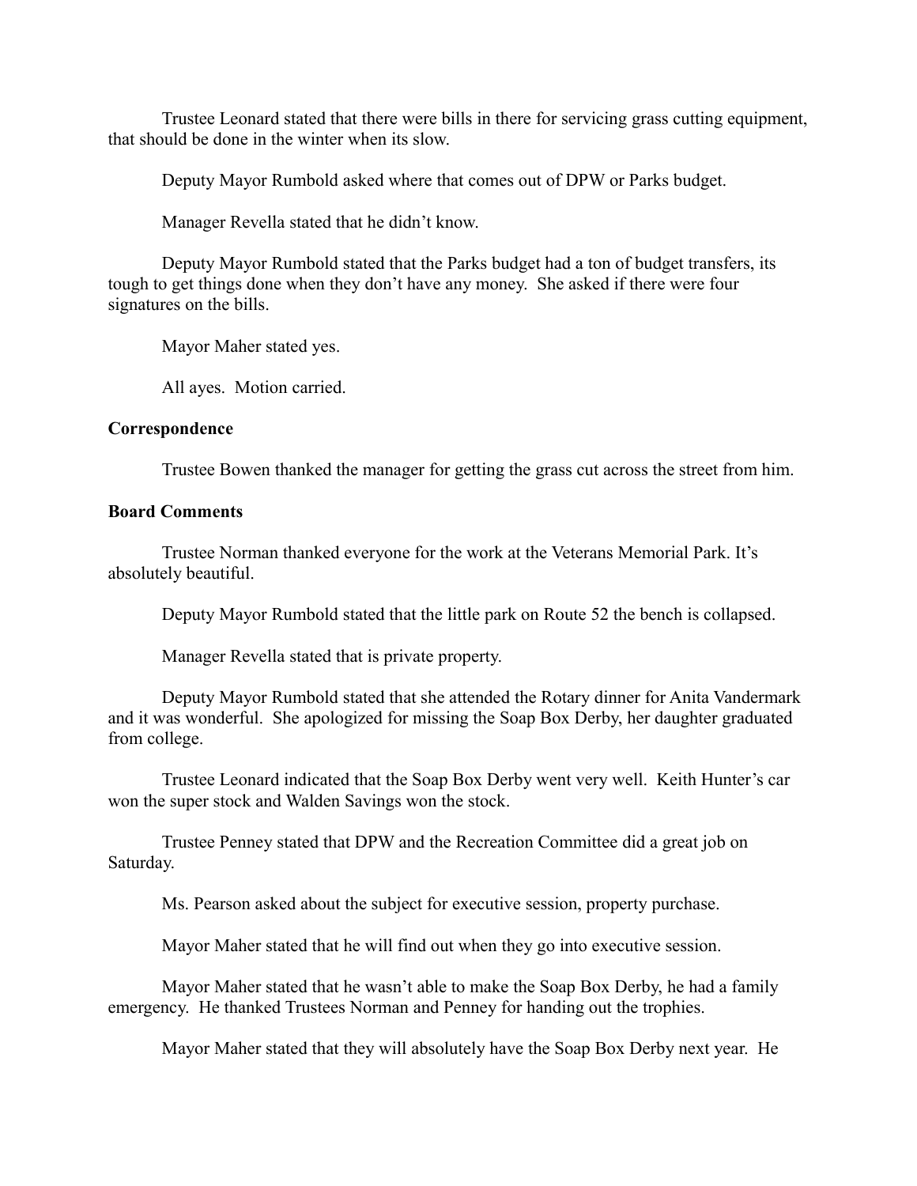Trustee Leonard stated that there were bills in there for servicing grass cutting equipment, that should be done in the winter when its slow.

Deputy Mayor Rumbold asked where that comes out of DPW or Parks budget.

Manager Revella stated that he didn't know.

Deputy Mayor Rumbold stated that the Parks budget had a ton of budget transfers, its tough to get things done when they don't have any money. She asked if there were four signatures on the bills.

Mayor Maher stated yes.

All ayes. Motion carried.

**Correspondence**

Trustee Bowen thanked the manager for getting the grass cut across the street from him.

**Board Comments**

Trustee Norman thanked everyone for the work at the Veterans Memorial Park. It's absolutely beautiful.

Deputy Mayor Rumbold stated that the little park on Route 52 the bench is collapsed.

Manager Revella stated that is private property.

Deputy Mayor Rumbold stated that she attended the Rotary dinner for Anita Vandermark and it was wonderful. She apologized for missing the Soap Box Derby, her daughter graduated from college.

Trustee Leonard indicated that the Soap Box Derby went very well. Keith Hunter's car won the super stock and Walden Savings won the stock.

Trustee Penney stated that DPW and the Recreation Committee did a great job on Saturday.

Ms. Pearson asked about the subject for executive session, property purchase.

Mayor Maher stated that he will find out when they go into executive session.

Mayor Maher stated that he wasn't able to make the Soap Box Derby, he had a family emergency. He thanked Trustees Norman and Penney for handing out the trophies.

Mayor Maher stated that they will absolutely have the Soap Box Derby next year. He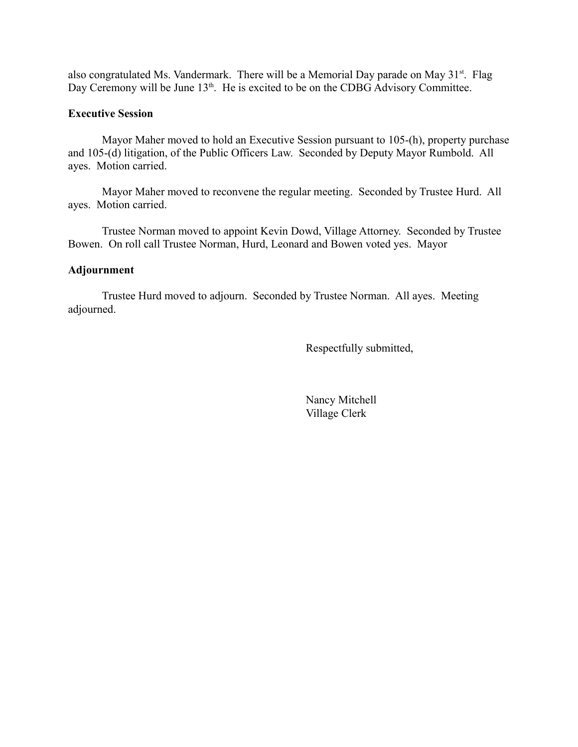also congratulated Ms. Vandermark. There will be a Memorial Day parade on May 31st. Flag Day Ceremony will be June 13th. He is excited to be on the CDBG Advisory Committee.

**Executive Session**

Mayor Maher moved to hold an Executive Session pursuant to 105-(h), property purchase and 105-(d) litigation, of the Public Officers Law. Seconded by Deputy Mayor Rumbold. All ayes. Motion carried.

Mayor Maher moved to reconvene the regular meeting. Seconded by Trustee Hurd. All ayes. Motion carried.

Trustee Norman moved to appoint Kevin Dowd, Village Attorney. Seconded by Trustee Bowen. On roll call Trustee Norman, Hurd, Leonard and Bowen voted yes. Mayor

**Adjournment**

Trustee Hurd moved to adjourn. Seconded by Trustee Norman. All ayes. Meeting adjourned.

Respectfully submitted,

Nancy Mitchell
Village Clerk